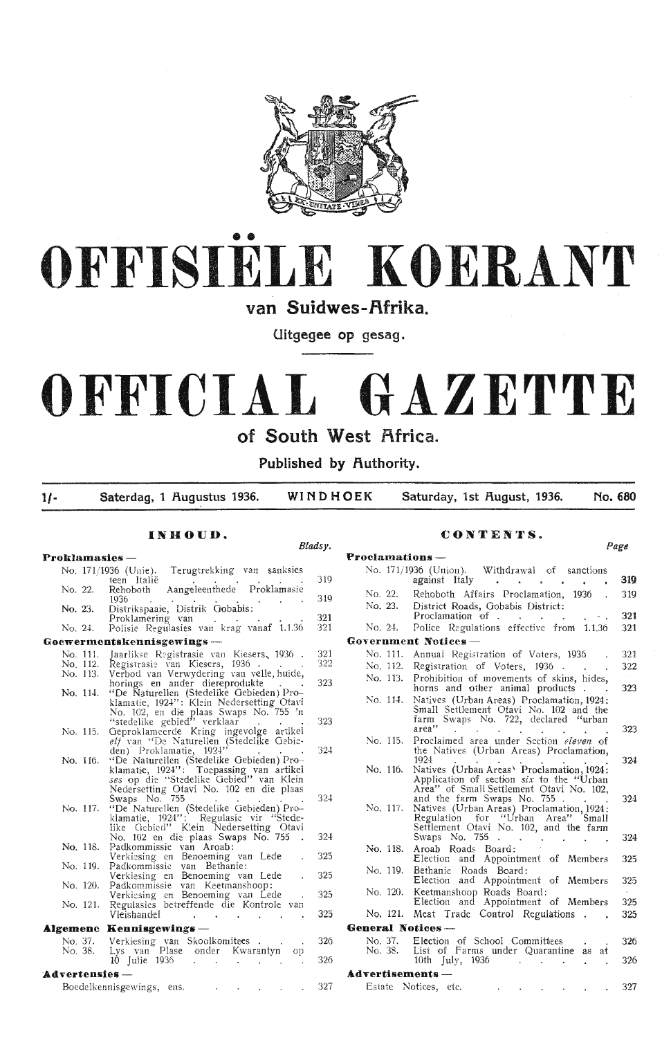# OFFISIËLE KOERANT

## van Suidwes-Afrika.

Uitgegee op gesag.

# OFFICIAL GAZETTE

## of South West Africa.

Published by Authority.

1/- Saterdag, 1 Augustus 1936. WINDHOEK Saturday, 1st August, 1936. No. 680

## INHOUD.

| | | Bladsy. |
|---|---|---|
| **Proklamasies —** | | |
| No. 171/1936 (Unie). | Terugtrekking van sanksies teen Italië | 319 |
| No. 22. | Rehoboth Aangeleenthede Proklamasie 1936 | 319 |
| No. 23. | Distrikspaaie, Distrik Gobabis: Proklamering van | 321 |
| No. 24. | Polisie Regulasies van krag vanaf 1.1.36 | 321 |
| **Goewermentskennisgewings —** | | |
| No. 111. | Jaarlikse Registrasie van Kiesers, 1936 | 321 |
| No. 112. | Registrasie van Kiesers, 1936 | 322 |
| No. 113. | Verbod van Verwydering van velle, huide, horings en ander diereprodukte | 323 |
| No. 114. | "De Naturellen (Stedelike Gebieden) Proklamatie, 1924": Klein Nedersetting Otavi No. 102, en die plaas Swaps No. 755 'n "stedelike gebied" verklaar | 323 |
| No. 115. | Geproklameerde Kring ingevolge artikel *elf* van "De Naturellen (Stedelike Gebieden) Proklamatie, 1924" | 324 |
| No. 116. | "De Naturellen (Stedelike Gebieden) Proklamatie, 1924": Toepassing van artikel *ses* op die "Stedelike Gebied" van Klein Nedersetting Otavi No. 102 en die plaas Swaps No. 755 | 324 |
| No. 117. | "De Naturellen (Stedelike Gebieden) Proklamatie, 1924": Regulasie vir "Stedelike Gebied" Klein Nedersetting Otavi No. 102 en die plaas Swaps No. 755 | 324 |
| No. 118. | Padkommissie van Aroab: Verkiesing en Benoeming van Lede | 325 |
| No. 119. | Padkommissie van Bethanie: Verkiesing en Benoeming van Lede | 325 |
| No. 120. | Padkommissie van Keetmanshoop: Verkiesing en Benoeming van Lede | 325 |
| No. 121. | Regulasies betreffende die Kontrole van Vleishandel | 325 |
| **Algemene Kennisgewings —** | | |
| No. 37. | Verkiesing van Skoolkomitees | 326 |
| No. 38. | Lys van Plase onder Kwarantyn op 10 Julie 1936 | 326 |
| **Advertensies —** | | |
| | Boedelkennisgewings, ens. | 327 |

## CONTENTS.

| | | Page |
|---|---|---|
| **Proclamations —** | | |
| No. 171/1936 (Union). | Withdrawal of sanctions against Italy | 319 |
| No. 22. | Rehoboth Affairs Proclamation, 1936 | 319 |
| No. 23. | District Roads, Gobabis District: Proclamation of | 321 |
| No. 24. | Police Regulations effective from 1.1.36 | 321 |
| **Government Notices —** | | |
| No. 111. | Annual Registration of Voters, 1936 | 321 |
| No. 112. | Registration of Voters, 1936 | 322 |
| No. 113. | Prohibition of movements of skins, hides, horns and other animal products | 323 |
| No. 114. | Natives (Urban Areas) Proclamation, 1924: Small Settlement Otavi No. 102 and the farm Swaps No. 722, declared "urban area" | 323 |
| No. 115. | Proclaimed area under Section *eleven* of the Natives (Urban Areas) Proclamation, 1924 | 324 |
| No. 116. | Natives (Urban Areas) Proclamation, 1924: Application of section *six* to the "Urban Area" of Small Settlement Otavi No. 102, and the farm Swaps No. 755 | 324 |
| No. 117. | Natives (Urban Areas) Proclamation, 1924: Regulation for "Urban Area" Small Settlement Otavi No. 102, and the farm Swaps No. 755 | 324 |
| No. 118. | Aroab Roads Board: Election and Appointment of Members | 325 |
| No. 119. | Bethanie Roads Board: Election and Appointment of Members | 325 |
| No. 120. | Keetmanshoop Roads Board: Election and Appointment of Members | 325 |
| No. 121. | Meat Trade Control Regulations | 325 |
| **General Notices —** | | |
| No. 37. | Election of School Committees | 326 |
| No. 38. | List of Farms under Quarantine as at 10th July, 1936 | 326 |
| **Advertisements —** | | |
| | Estate Notices, etc. | 327 |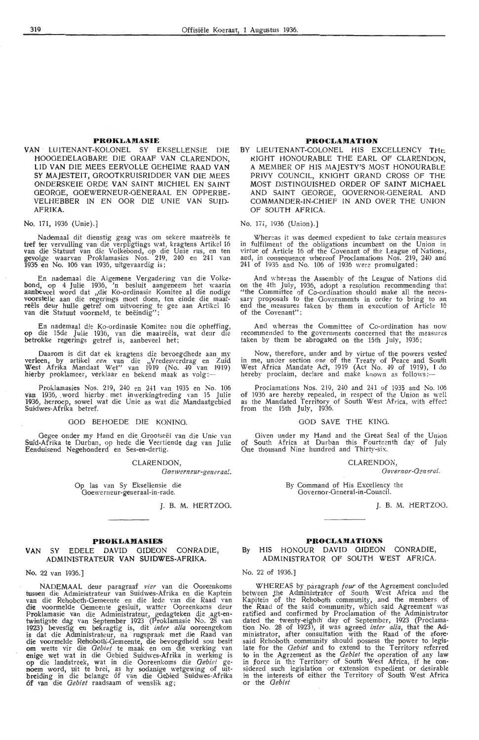## PROKLAMASIE

VAN LUITENANT-KOLONEL SY EKSELLENSIE DIE HOOGEDELAGBARE DIE GRAAF VAN CLARENDON, LID VAN DIE MEES EERVOLLE GEHEIME RAAD VAN SY MAJESTEIT, GROOTKRUISRIDDER VAN DIE MEES ONDERSKEIE ORDE VAN SAINT MICHIEL EN SAINT GEORGE, GOEWERNEUR-GENERAAL EN OPPERBEVELHEBBER IN EN OOR DIE UNIE VAN SUID-AFRIKA.

No. 171, 1936 (Unie).]

Nademaal dit dienstig geag was om sekere maatreëls te tref ter vervulling van die verpligtings wat, kragtens Artikel 16 van die Statuut van die Volkebond, op die Unie rus, en ten gevolge waarvan Proklamasies Nos. 219, 240 en 241 van 1935 en No. 106 van 1936, uitgevaardig is;

En nademaal die Algemene Vergadering van die Volkebond, op 4 Julie 1936, 'n besluit aangeneem het waarin aanbeveel word dat „die Ko-ordinasie Komitee al die nodige voorstelle aan die regerings moet doen, ten einde die maatreëls deur hulle getref om uitvoering te gee aan Artikel 16 van die Statuut voormeld, te beëindig";

En nademaal die Ko-ordinasie Komitee nou die opheffing, op die 15de Julie 1936, van die maatreëls, wat deur die betrokke regerings getref is, aanbeveel het;

Daarom is dit dat ek kragtens die bevoegdhede aan my verleen, by artikel *een* van die „Vredesverdrag en Zuid West Afrika Mandaat Wet" van 1919 (No. 49 van 1919) hierby proklameer, verklaar en bekend maak as volg:—

Proklamasies Nos. 219, 240 en 241 van 1935 en No. 106 van 1936, word hierby met inwerkingtreding van 15 Julie 1936, herroep, sowel wat die Unie as wat die Mandaatgebied Suidwes-Afrika betref.

GOD BEHOEDE DIE KONING.

Gegee onder my Hand en die Grootseël van die Unie van Suid-Afrika te Durban, op hede die Veertiende dag van Julie Eenduisend Negehonderd en Ses-en-dertig.

CLARENDON,
*Goewerneur-generaal.*

Op las van Sy Eksellensie die Goewerneur-generaal-in-rade.

J. B. M. HERTZOG.

## PROCLAMATION

BY LIEUTENANT-COLONEL HIS EXCELLENCY THE RIGHT HONOURABLE THE EARL OF CLARENDON, A MEMBER OF HIS MAJESTY'S MOST HONOURABLE PRIVY COUNCIL, KNIGHT GRAND CROSS OF THE MOST DISTINGUISHED ORDER OF SAINT MICHAEL AND SAINT GEORGE, GOVERNOR-GENERAL AND COMMANDER-IN-CHIEF IN AND OVER THE UNION OF SOUTH AFRICA.

No. 171, 1936 (Union).]

Whereas it was deemed expedient to take certain measures in fulfilment of the obligations incumbent on the Union in virtue of Article 16 of the Covenant of the League of Nations, and, in consequence whereof Proclamations Nos. 219, 240 and 241 of 1935 and No. 106 of 1936 were promulgated;

And whereas the Assembly of the League of Nations did on the 4th July, 1936, adopt a resolution recommending that "the Committee of Co-ordination should make all the necessary proposals to the Governments in order to bring to an end the measures taken by them in execution of Article 16 of the Covenant";

And whereas the Committee of Co-ordination has now recommended to the governments concerned that the measures taken by them be abrogated on the 15th July, 1936;

Now, therefore, under and by virtue of the powers vested in me, under section *one* of the Treaty of Peace and South West Africa Mandate Act, 1919 (Act No. 49 of 1919), I do hereby proclaim, declare and make known as follows:—

Proclamations Nos. 219, 240 and 241 of 1935 and No. 106 of 1936 are hereby repealed, in respect of the Union as well as the Mandated Territory of South West Africa, with effect from the 15th July, 1936.

GOD SAVE THE KING.

Given under my Hand and the Great Seal of the Union of South Africa at Durban this Fourteenth day of July One thousand Nine hundred and Thirty-six.

CLARENDON,
*Governor-General.*

By Command of His Excellency the Governor-General-in-Council.

J. B. M. HERTZOG.

---

## PROKLAMASIES

VAN SY EDELE DAVID GIDEON CONRADIE, ADMINISTRATEUR VAN SUIDWES-AFRIKA.

No. 22 van 1936.]

NADEMAAL deur paragraaf *vier* van die Ooreenkoms tussen die Administrateur van Suidwes-Afrika en die Kaptein van die Rehoboth-Gemeente en die lede van die Raad van die voormelde Gemeente gesluit, watter Ooreenkoms deur Proklamasie van die Administrateur, gedagteken die agt-en-twintigste dag van September 1923 (Proklamasie No. 28 van 1923) bevestig en bekragtig is, dit *inter alia* ooreengekom is dat die Administrateur, na rugspraak met die Raad van die voormelde Rehoboth-Gemeente, die bevoegdheid sou besit om wette vir die *Gebiet* te maak en om die werking van enige wet wat in die Gebied Suidwes-Afrika in werking is op die landstreek, wat in die Ooreenkoms die *Gebiet* genoem word, uit te brei, as hy sodanige wetgewing of uitbreiding in die belange óf van die Gebied Suidwes-Afrika óf van die *Gebiet* raadsaam of wenslik ag;

## PROCLAMATIONS

By HIS HONOUR DAVID GIDEON CONRADIE, ADMINISTRATOR OF SOUTH WEST AFRICA.

No. 22 of 1936.]

WHEREAS by paragraph *four* of the Agreement concluded between the Administrator of South West Africa and the Kapitein of the Rehoboth community, and the members of the Raad of the said community, which said Agreement was ratified and confirmed by Proclamation of the Administrator dated the twenty-eighth day of September, 1923 (Proclamation No. 28 of 1923), it was agreed *inter alia*, that the Administrator, after consultation with the Raad of the aforesaid Rehoboth community should possess the power to legislate for the *Gebiet* and to extend to the Territory referred to in the Agreement as the *Gebiet* the operation of any law in force in the Territory of South West Africa, if he considered such legislation or extension expedient or desirable in the interests of either the Territory of South West Africa or the *Gebiet*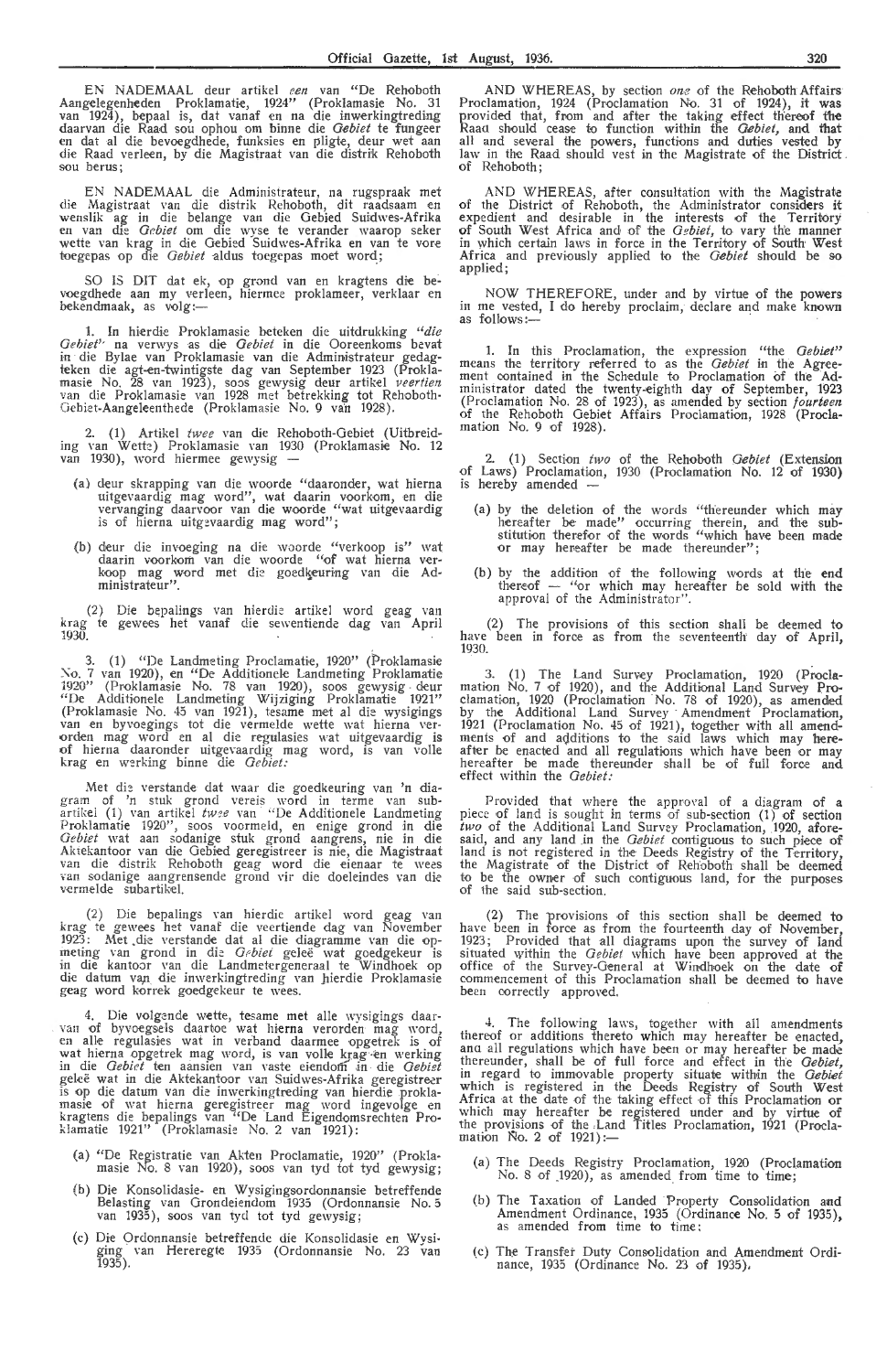EN NADEMAAL deur artikel *een* van "De Rehoboth Aangelegenheden Proklamatie, 1924" (Proklamasie No. 31 van 1924), bepaal is, dat vanaf en na die inwerkingtreding daarvan die Raad sou ophou om binne die *Gebiet* te fungeer en dat al die bevoegdhede, funksies en pligte, deur wet aan die Raad verleen, by die Magistraat van die distrik Rehoboth sou berus;

EN NADEMAAL die Administrateur, na rugspraak met die Magistraat van die distrik Rehoboth, dit raadsaam en wenslik ag in die belange van die Gebied Suidwes-Afrika en van die *Gebiet* om die wyse te verander waarop seker wette van krag in die Gebied Suidwes-Afrika en van te vore toegepas op die *Gebiet* aldus toegepas moet word;

SO IS DIT dat ek, op grond van en kragtens die bevoegdhede aan my verleen, hiermee proklameer, verklaar en bekendmaak, as volg:—

1. In hierdie Proklamasie beteken die uitdrukking *"die Gebiet"* na verwys as die *Gebiet* in die Ooreenkoms bevat in die Bylae van Proklamasie van die Administrateur gedagteken die agt-en-twintigste dag van September 1923 (Proklamasie No. 28 van 1923), soos gewysig deur artikel *veertien* van die Proklamasie van 1928 met betrekking tot Rehoboth-Gebiet-Aangeleenthede (Proklamasie No. 9 van 1928).

2. (1) Artikel *twee* van die Rehoboth-Gebiet (Uitbreiding van Wette) Proklamasie van 1930 (Proklamasie No. 12 van 1930), word hiermee gewysig —

(a) deur skrapping van die woorde "daaronder, wat hierna uitgevaardig mag word", wat daarin voorkom, en die vervanging daarvoor van die woorde "wat uitgevaardig is of hierna uitgevaardig mag word";

(b) deur die invoeging na die woorde "verkoop is" wat daarin voorkom van die woorde "of wat hierna verkoop mag word met die goedkeuring van die Administrateur".

(2) Die bepalings van hierdie artikel word geag van krag te gewees het vanaf die sewentiende dag van April 1930.

3. (1) "De Landmeting Proclamatie, 1920" (Proklamasie No. 7 van 1920), en "De Additionele Landmeting Proklamatie 1920" (Proklamasie No. 78 van 1920), soos gewysig deur "De Additionele Landmeting Wijziging Proklamatie 1921" (Proklamasie No. 45 van 1921), tesame met al die wysigings van en byvoegings tot die vermelde wette wat hierna verorden mag word en al die regulasies wat uitgevaardig is of hierna daaronder uitgevaardig mag word, is van volle krag en werking binne die *Gebiet:*

Met die verstande dat waar die goedkeuring van 'n diagram of 'n stuk grond vereis word in terme van subartikel (1) van artikel *twee* van "De Additionele Landmeting Proklamatie 1920", soos voormeld, en enige grond in die *Gebiet* wat aan sodanige stuk grond aangrens, nie in die Aktekantoor van die Gebied geregistreer is nie, die Magistraat van die distrik Rehoboth geag word die eienaar te wees van sodanige aangrensende grond vir die doeleindes van die vermelde subartikel.

(2) Die bepalings van hierdie artikel word geag van krag te gewees het vanaf die veertiende dag van November 1923: Met die verstande dat al die diagramme van die opmeting van grond in die *Gebiet* geleë wat goedgekeur is in die kantoor van die Landmetergeneraal te Windhoek op die datum van die inwerkingtreding van hierdie Proklamasie geag word korrek goedgekeur te wees.

4. Die volgende wette, tesame met alle wysigings daarvan of byvoegsels daartoe wat hierna verorden mag word, en alle regulasies wat in verband daarmee opgetrek is of wat hierna opgetrek mag word, is van volle krag en werking in die *Gebiet* ten aansien van vaste eiendom in die *Gebiet* geleë wat in die Aktekantoor van Suidwes-Afrika geregistreer is op die datum van die inwerkingtreding van hierdie proklamasie of wat hierna geregistreer mag word ingevolge en kragtens die bepalings van "De Land Eigendomsrechten Proklamatie 1921" (Proklamasie No. 2 van 1921):

(a) "De Registratie van Akten Proclamatie, 1920" (Proklamasie No. 8 van 1920), soos van tyd tot tyd gewysig;

(b) Die Konsolidasie- en Wysigingsordonnansie betreffende Belasting van Grondeiendom 1935 (Ordonnansie No. 5 van 1935), soos van tyd tot tyd gewysig;

(c) Die Ordonnansie betreffende die Konsolidasie en Wysiging van Hereregte 1935 (Ordonnansie No. 23 van 1935).

AND WHEREAS, by section *one* of the Rehoboth Affairs Proclamation, 1924 (Proclamation No. 31 of 1924), it was provided that, from and after the taking effect thereof the Raad should cease to function within the *Gebiet*, and that all and several the powers, functions and duties vested by law in the Raad should vest in the Magistrate of the District of Rehoboth;

AND WHEREAS, after consultation with the Magistrate of the District of Rehoboth, the Administrator considers it expedient and desirable in the interests of the Territory of South West Africa and of the *Gebiet*, to vary the manner in which certain laws in force in the Territory of South West Africa and previously applied to the *Gebiet* should be so applied;

NOW THEREFORE, under and by virtue of the powers in me vested, I do hereby proclaim, declare and make known as follows:—

1. In this Proclamation, the expression "the *Gebiet*" means the territory referred to as the *Gebiet* in the Agreement contained in the Schedule to Proclamation of the Administrator dated the twenty-eighth day of September, 1923 (Proclamation No. 28 of 1923), as amended by section *fourteen* of the Rehoboth Gebiet Affairs Proclamation, 1928 (Proclamation No. 9 of 1928).

2. (1) Section *two* of the Rehoboth *Gebiet* (Extension of Laws) Proclamation, 1930 (Proclamation No. 12 of 1930) is hereby amended —

(a) by the deletion of the words "thereunder which may hereafter be made" occurring therein, and the substitution therefor of the words "which have been made or may hereafter be made thereunder";

(b) by the addition of the following words at the end thereof — "or which may hereafter be sold with the approval of the Administrator".

(2) The provisions of this section shall be deemed to have been in force as from the seventeenth day of April, 1930.

3. (1) The Land Survey Proclamation, 1920 (Proclamation No. 7 of 1920), and the Additional Land Survey Proclamation, 1920 (Proclamation No. 78 of 1920), as amended by the Additional Land Survey Amendment Proclamation, 1921 (Proclamation No. 45 of 1921), together with all amendments of and additions to the said laws which may hereafter be enacted, and all regulations which have been or may hereafter be made thereunder shall be of full force and effect within the *Gebiet:*

Provided that where the approval of a diagram of a piece of land is sought in terms of sub-section (1) of section *two* of the Additional Land Survey Proclamation, 1920, aforesaid, and any land in the *Gebiet* contiguous to such piece of land is not registered in the Deeds Registry of the Territory, the Magistrate of the District of Rehoboth shall be deemed to be the owner of such contiguous land, for the purposes of the said sub-section.

(2) The provisions of this section shall be deemed to have been in force as from the fourteenth day of November, 1923; Provided that all diagrams upon the survey of land situated within the *Gebiet* which have been approved at the office of the Survey-General at Windhoek on the date of commencement of this Proclamation shall be deemed to have been correctly approved.

4. The following laws, together with all amendments thereof or additions thereto which may hereafter be enacted, and all regulations which have been or may hereafter be made thereunder, shall be of full force and effect in the *Gebiet*, in regard to immovable property situate within the *Gebiet* which is registered in the Deeds Registry of South West Africa at the date of the taking effect of this Proclamation or which may hereafter be registered under and by virtue of the provisions of the Land Titles Proclamation, 1921 (Proclamation No. 2 of 1921):—

(a) The Deeds Registry Proclamation, 1920 (Proclamation No. 8 of 1920), as amended from time to time;

(b) The Taxation of Landed Property Consolidation and Amendment Ordinance, 1935 (Ordinance No. 5 of 1935), as amended from time to time;

(c) The Transfer Duty Consolidation and Amendment Ordinance, 1935 (Ordinance No. 23 of 1935).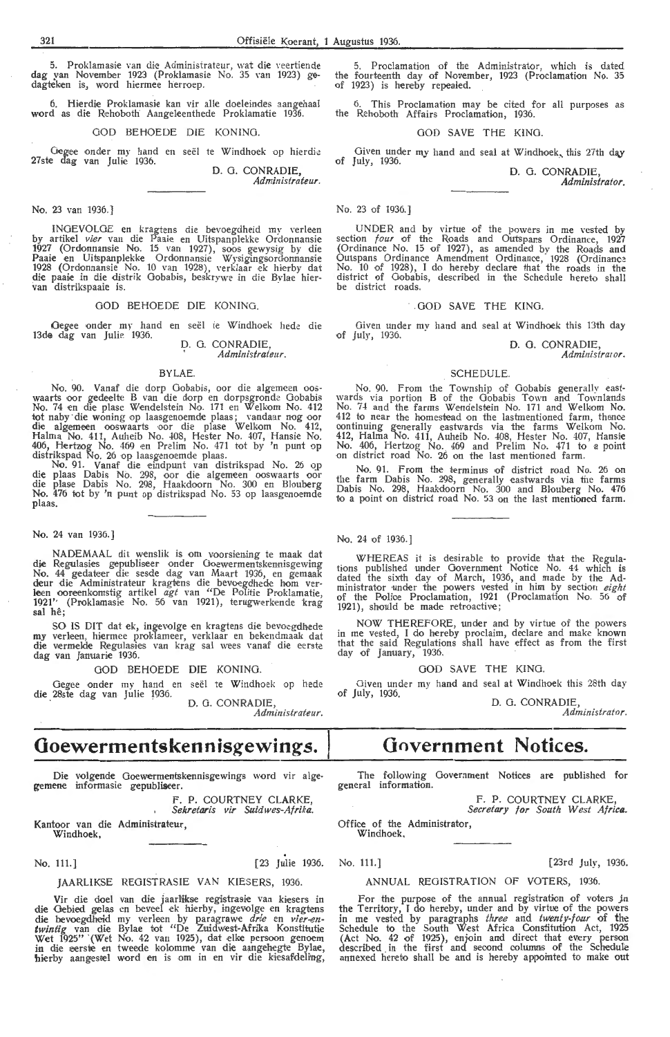5. Proklamasie van die Administrateur, wat die veertiende dag van November 1923 (Proklamasie No. 35 van 1923) gedagteken is, word hiermee herroep.

6. Hierdie Proklamasie kan vir alle doeleindes aangehaal word as die Rehoboth Aangeleenthede Proklamatie 1936.

GOD BEHOEDE DIE KONING.

Gegee onder my hand en seël te Windhoek op hierdie 27ste dag van Julie 1936.

D. G. CONRADIE,
*Administrateur.*

---

No. 23 van 1936.]

INGEVOLGE en kragtens die bevoegdheid my verleen by artikel *vier* van die Paaie en Uitspanplekke Ordonnansie 1927 (Ordonnansie No. 15 van 1927), soos gewysig by die Paaie en Uitspanplekke Ordonnansie Wysigingsordonnansie 1928 (Ordonnansie No. 10 van 1928), verklaar ek hierby dat die paaie in die distrik Gobabis, beskrywe in die Bylae hiervan distrikspaaie is.

GOD BEHOEDE DIE KONING.

Gegee onder my hand en seël te Windhoek hede die 13de dag van Julie 1936.

D. G. CONRADIE,
*Administrateur.*

BYLAE.

No. 90. Vanaf die dorp Gobabis, oor die algemeen ooswaarts oor gedeelte B van die dorp en dorpsgronde Gobabis No. 74 en die plase Wendelstein No. 171 en Welkom No. 412 tot naby die woning op laasgenoemde plaas; vandaar nog oor die algemeen ooswaarts oor die plase Welkom No. 412, Halma No. 411, Auheib No. 408, Hester No. 407, Hansie No. 406, Hertzog No. 469 en Prelim No. 471 tot by 'n punt op distrikspad No. 26 op laasgenoemde plaas.

No. 91. Vanaf die eindpunt van distrikspad No. 26 op die plaas Dabis No. 298, oor die algemeen ooswaarts oor die plase Dabis No. 298, Haakdoorn No. 300 en Blouberg No. 476 tot by 'n punt op distrikspad No. 53 op laasgenoemde plaas.

---

No. 24 van 1936.]

NADEMAAL dit wenslik is om voorsiening te maak dat die Regulasies gepubliseer onder Goewermentskennisgewing No. 44 gedateer die sesde dag van Maart 1936, en gemaak deur die Administrateur kragtens die bevoegdhede hom verleen ooreenkomstig artikel *agt* van "De Politie Proklamatie, 1921" (Proklamasie No. 56 van 1921), terugwerkende krag sal hê;

SO IS DIT dat ek, ingevolge en kragtens die bevoegdhede my verleen, hiermee proklameer, verklaar en bekendmaak dat die vermelde Regulasies van krag sal wees vanaf die eerste dag van Januarie 1936.

GOD BEHOEDE DIE KONING.

Gegee onder my hand en seël te Windhoek op hede die 28ste dag van Julie 1936.

D. G. CONRADIE,
*Administrateur.*

5. Proclamation of the Administrator, which is dated the fourteenth day of November, 1923 (Proclamation No. 35 of 1923) is hereby repealed.

6. This Proclamation may be cited for all purposes as the Rehoboth Affairs Proclamation, 1936.

GOD SAVE THE KING.

Given under my hand and seal at Windhoek, this 27th day of July, 1936.

D. G. CONRADIE,
*Administrator.*

---

No. 23 of 1936.]

UNDER and by virtue of the powers in me vested by section *four* of the Roads and Outspans Ordinance, 1927 (Ordinance No. 15 of 1927), as amended by the Roads and Outspans Ordinance Amendment Ordinance, 1928 (Ordinance No. 10 of 1928), I do hereby declare that the roads in the district of Gobabis, described in the Schedule hereto shall be district roads.

GOD SAVE THE KING.

Given under my hand and seal at Windhoek this 13th day of July, 1936.

D. G. CONRADIE,
*Administrator.*

SCHEDULE.

No. 90. From the Township of Gobabis generally eastwards via portion B of the Gobabis Town and Townlands No. 74 and the farms Wendelstein No. 171 and Welkom No. 412 to near the homestead on the lastmentioned farm, thence continuing generally eastwards via the farms Welkom No. 412, Halma No. 411, Auheib No. 408, Hester No. 407, Hansie No. 406, Hertzog No. 469 and Prelim No. 471 to a point on district road No. 26 on the last mentioned farm.

No. 91. From the terminus of district road No. 26 on the farm Dabis No. 298, generally eastwards via the farms Dabis No. 298, Haakdoorn No. 300 and Blouberg No. 476 to a point on district road No. 53 on the last mentioned farm.

---

No. 24 of 1936.]

WHEREAS it is desirable to provide that the Regulations published under Government Notice No. 44 which is dated the sixth day of March, 1936, and made by the Administrator under the powers vested in him by section *eight* of the Police Proclamation, 1921 (Proclamation No. 56 of 1921), should be made retroactive;

NOW THEREFORE, under and by virtue of the powers in me vested, I do hereby proclaim, declare and make known that the said Regulations shall have effect as from the first day of January, 1936.

GOD SAVE THE KING.

Given under my hand and seal at Windhoek this 28th day of July, 1936.

D. G. CONRADIE,
*Administrator.*

# Goewermentskennisgewings.

Die volgende Goewermentskennisgewings word vir algemene informasie gepubliseer.

F. P. COURTNEY CLARKE,
*Sekretaris vir Suidwes-Afrika.*

Kantoor van die Administrateur,
Windhoek,

---

No. 111.] [23 Julie 1936.

JAARLIKSE REGISTRASIE VAN KIESERS, 1936.

Vir die doel van die jaarlikse registrasie van kiesers in die Gebied gelas en beveel ek hierby, ingevolge en kragtens die bevoegdheid my verleen by paragrawe *drie* en *vier-en-twintig* van die Bylae tot "De Zuidwest-Afrika Konstitutie Wet 1925" (Wet No. 42 van 1925), dat elke persoon genoem in die eerste en tweede kolomme van die aangehegte Bylae, hierby aangestel word en is om in en vir die kiesafdeling,

# Government Notices.

The following Government Notices are published for general information.

F. P. COURTNEY CLARKE,
*Secretary for South West Africa.*

Office of the Administrator,
Windhoek,

---

No. 111.] [23rd July, 1936.

ANNUAL REGISTRATION OF VOTERS, 1936.

For the purpose of the annual registration of voters in the Territory, I do hereby, under and by virtue of the powers in me vested by paragraphs *three* and *twenty-four* of the Schedule to the South West Africa Constitution Act, 1925 (Act No. 42 of 1925), enjoin and direct that every person described in the first and second columns of the Schedule annexed hereto shall be and is hereby appointed to make out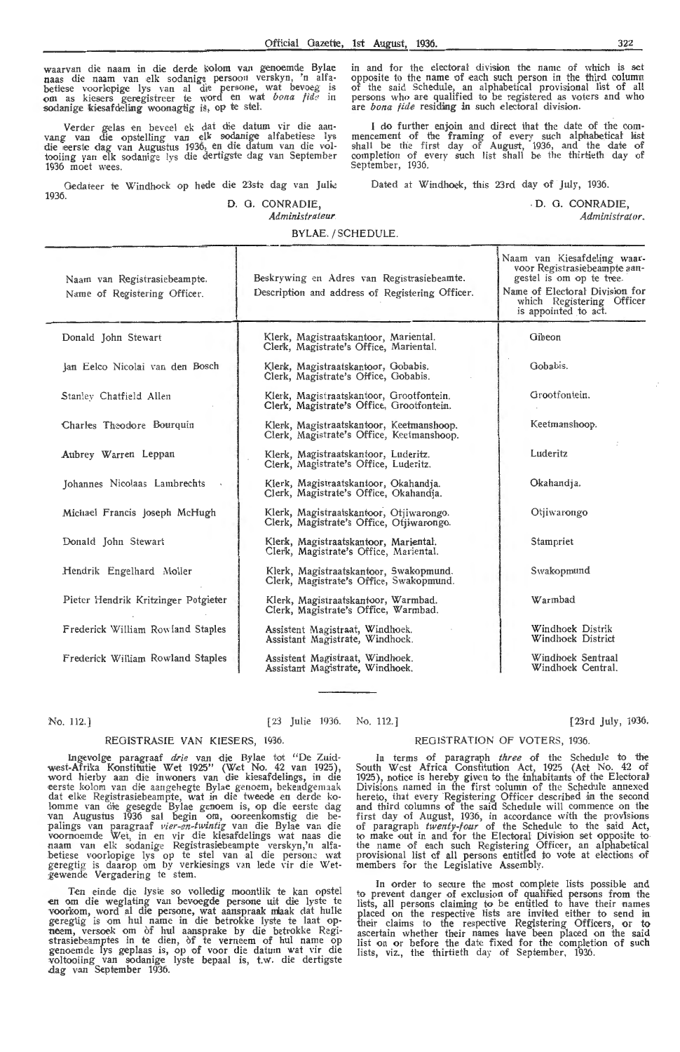waarvan die naam in die derde kolom van genoemde Bylae naas die naam van elk sodanige persoon verskyn, 'n alfabetiese voorlopige lys van al die persone, wat bevoeg is om as kiesers geregistreer te word en wat *bona fide* in sodanige kiesafdeling woonagtig is, op te stel.

Verder gelas en beveel ek dat die datum vir die aanvang van die opstelling van elk sodanige alfabetiese lys die eerste dag van Augustus 1936, en die datum van die voltooiing van elk sodanige lys die dertigste dag van September 1936 moet wees.

Gedateer te Windhoek op hede die 23ste dag van Julie 1936.

D. G. CONRADIE,
*Administrateur.*

in and for the electoral division the name of which is set opposite to the name of each such person in the third column of the said Schedule, an alphabetical provisional list of all persons who are qualified to be registered as voters and who are *bona fide* residing in such electoral division.

I do further enjoin and direct that the date of the commencement of the framing of every such alphabetical list shall be the first day of August, 1936, and the date of completion of every such list shall be the thirtieth day of September, 1936.

Dated at Windhoek, this 23rd day of July, 1936.

D. G. CONRADIE,
*Administrator.*

BYLAE. / SCHEDULE.

| Naam van Registrasiebeampte. Name of Registering Officer. | Beskrywing en Adres van Registrasiebeamte. Description and address of Registering Officer. | Naam van Kiesafdeling waarvoor Registrasiebeampte aangestel is om op te tree. Name of Electoral Division for which Registering Officer is appointed to act. |
|---|---|---|
| Donald John Stewart | Klerk, Magistraatskantoor, Mariental. Clerk, Magistrate's Office, Mariental. | Gibeon |
| Jan Eelco Nicolai van den Bosch | Klerk, Magistraatskantoor, Gobabis. Clerk, Magistrate's Office, Gobabis. | Gobabis. |
| Stanley Chatfield Allen | Klerk, Magistraatskantoor, Grootfontein. Clerk, Magistrate's Office, Grootfontein. | Grootfontein. |
| Charles Theodore Bourquin | Klerk, Magistraatskantoor, Keetmanshoop. Clerk, Magistrate's Office, Keetmanshoop. | Keetmanshoop. |
| Aubrey Warren Leppan | Klerk, Magistraatskantoor, Luderitz. Clerk, Magistrate's Office, Luderitz. | Luderitz |
| Johannes Nicolaas Lambrechts | Klerk, Magistraatskantoor, Okahandja. Clerk, Magistrate's Office, Okahandja. | Okahandja. |
| Michael Francis Joseph McHugh | Klerk, Magistraatskantoor, Otjiwarongo. Clerk, Magistrate's Office, Otjiwarongo. | Otjiwarongo |
| Donald John Stewart | Klerk, Magistraatskantoor, Mariental. Clerk, Magistrate's Office, Mariental. | Stampriet |
| Hendrik Engelhard Moller | Klerk, Magistraatskantoor, Swakopmund. Clerk, Magistrate's Office, Swakopmund. | Swakopmund |
| Pieter Hendrik Kritzinger Potgieter | Klerk, Magistraatskantoor, Warmbad. Clerk, Magistrate's Office, Warmbad. | Warmbad |
| Frederick William Rowland Staples | Assistent Magistraat, Windhoek. Assistant Magistrate, Windhoek. | Windhoek Distrik Windhoek District |
| Frederick William Rowland Staples | Assistent Magistraat, Windhoek. Assistant Magistrate, Windhoek. | Windhoek Sentraal Windhoek Central. |

No. 112.] [23 Julie 1936.

## REGISTRASIE VAN KIESERS, 1936.

Ingevolge paragraaf *drie* van die Bylae tot "De Zuidwest-Afrika Konstitutie Wet 1925" (Wet No. 42 van 1925), word hierby aan die inwoners van die kiesafdelings, in die eerste kolom van die aangehegte Bylae genoem, bekendgemaak dat elke Registrasiebeampte, wat in die tweede en derde kolomme van die gesegde Bylae genoem is, op die eerste dag van Augustus 1936 sal begin om, ooreenkomstig die bepalings van paragraaf *vier-en-twintig* van die Bylae van die voornoemde Wet, in en vir die kiesafdelings wat naas die naam van elk sodanige Registrasiebeampte verskyn,'n alfabetiese voorlopige lys op te stel van al die persone wat geregtig is daarop om by verkiesings van lede vir die Wetgewende Vergadering te stem.

Ten einde die lyste so volledig moontlik te kan opstel en om die weglating van bevoegde persone uit die lyste te voorkom, word al die persone, wat aanspraak maak dat hulle geregtig is om hul name in die betrokke lyste te laat opneem, versoek om òf hul aansprake by die betrokke Registrasiebeamptes in te dien, òf te verneem of hul name op genoemde lys geplaas is, op of voor die datum wat vir die voltooiing van sodanige lyste bepaal is, t.w. die dertigste dag van September 1936.

No. 112.] [23rd July, 1936.

## REGISTRATION OF VOTERS, 1936.

In terms of paragraph *three* of the Schedule to the South West Africa Constitution Act, 1925 (Act No. 42 of 1925), notice is hereby given to the inhabitants of the Electoral Divisions named in the first column of the Schedule annexed hereto, that every Registering Officer described in the second and third columns of the said Schedule will commence on the first day of August, 1936, in accordance with the provisions of paragraph *twenty-four* of the Schedule to the said Act, to make out in and for the Electoral Division set opposite to the name of each such Registering Officer, an alphabetical provisional list of all persons entitled to vote at elections of members for the Legislative Assembly.

In order to secure the most complete lists possible and to prevent danger of exclusion of qualified persons from the lists, all persons claiming to be entitled to have their names placed on the respective lists are invited either to send in their claims to the respective Registering Officers, or to ascertain whether their names have been placed on the said list on or before the date fixed for the completion of such lists, viz., the thirtieth day of September, 1936.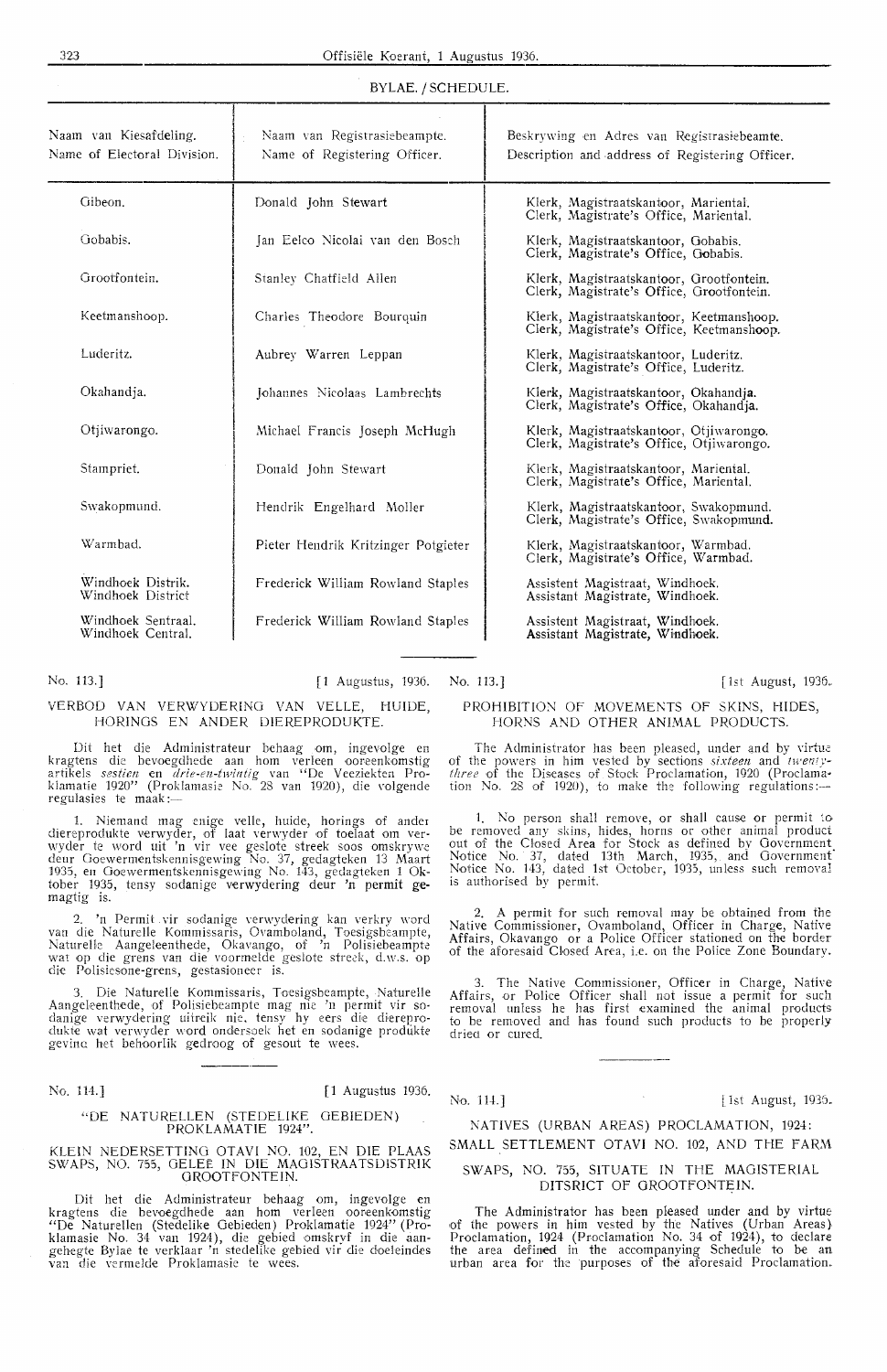BYLAE. / SCHEDULE.

| Naam van Kiesafdeling. Name of Electoral Division. | Naam van Registrasiebeampte. Name of Registering Officer. | Beskrywing en Adres van Registrasiebeamte. Description and address of Registering Officer. |
|---|---|---|
| Gibeon. | Donald John Stewart | Klerk, Magistraatskantoor, Mariental. Clerk, Magistrate's Office, Mariental. |
| Gobabis. | Jan Eelco Nicolai van den Bosch | Klerk, Magistraatskantoor, Gobabis. Clerk, Magistrate's Office, Gobabis. |
| Grootfontein. | Stanley Chatfield Allen | Klerk, Magistraatskantoor, Grootfontein. Clerk, Magistrate's Office, Grootfontein. |
| Keetmanshoop. | Charles Theodore Bourquin | Klerk, Magistraatskantoor, Keetmanshoop. Clerk, Magistrate's Office, Keetmanshoop. |
| Luderitz. | Aubrey Warren Leppan | Klerk, Magistraatskantoor, Luderitz. Clerk, Magistrate's Office, Luderitz. |
| Okahandja. | Johannes Nicolaas Lambrechts | Klerk, Magistraatskantoor, Okahandja. Clerk, Magistrate's Office, Okahandja. |
| Otjiwarongo. | Michael Francis Joseph McHugh | Klerk, Magistraatskantoor, Otjiwarongo. Clerk, Magistrate's Office, Otjiwarongo. |
| Stampriet. | Donald John Stewart | Klerk, Magistraatskantoor, Mariental. Clerk, Magistrate's Office, Mariental. |
| Swakopmund. | Hendrik Engelhard Moller | Klerk, Magistraatskantoor, Swakopmund. Clerk, Magistrate's Office, Swakopmund. |
| Warmbad. | Pieter Hendrik Kritzinger Potgieter | Klerk, Magistraatskantoor, Warmbad. Clerk, Magistrate's Office, Warmbad. |
| Windhoek Distrik. Windhoek District | Frederick William Rowland Staples | Assistent Magistraat, Windhoek. Assistant Magistrate, Windhoek. |
| Windhoek Sentraal. Windhoek Central. | Frederick William Rowland Staples | Assistent Magistraat, Windhoek. Assistant Magistrate, Windhoek. |

No. 113.] [1 Augustus, 1936.

## VERBOD VAN VERWYDERING VAN VELLE, HUIDE, HORINGS EN ANDER DIEREPRODUKTE.

Dit het die Administrateur behaag om, ingevolge en kragtens die bevoegdhede aan hom verleen ooreenkomstig artikels *sestien* en *drie-en-twintig* van "De Veeziekten Proklamatie 1920" (Proklamasie No. 28 van 1920), die volgende regulasies te maak:—

1. Niemand mag enige velle, huide, horings of ander diereprodukte verwyder, of laat verwyder of toelaat om verwyder te word uit 'n vir vee geslote streek soos omskrywe deur Goewermentskennisgewing No. 37, gedagteken 13 Maart 1935, en Goewermentskennisgewing No. 143, gedagteken 1 Oktober 1935, tensy sodanige verwydering deur 'n permit gemagtig is.

2. 'n Permit vir sodanige verwydering kan verkry word van die Naturelle Kommissaris, Ovamboland, Toesigsbeampte, Naturelle Aangeleenthede, Okavango, of 'n Polisiebeampte wat op die grens van die voormelde geslote streek, d.w.s. op die Polisiesone-grens, gestasioneer is.

3. Die Naturelle Kommissaris, Toesigsbeampte, Naturelle Aangeleenthede, of Polisiebeampte mag nie 'n permit vir sodanige verwydering uitreik nie, tensy hy eers die diereprodukte wat verwyder word ondersoek het en sodanige produkte gevind het behoorlik gedroog of gesout te wees.

No. 113.] [1st August, 1936.

## PROHIBITION OF MOVEMENTS OF SKINS, HIDES, HORNS AND OTHER ANIMAL PRODUCTS.

The Administrator has been pleased, under and by virtue of the powers in him vested by sections *sixteen* and *twenty-three* of the Diseases of Stock Proclamation, 1920 (Proclamation No. 28 of 1920), to make the following regulations:—

1. No person shall remove, or shall cause or permit to be removed any skins, hides, horns or other animal product out of the Closed Area for Stock as defined by Government Notice No. 37, dated 13th March, 1935, and Government Notice No. 143, dated 1st October, 1935, unless such removal is authorised by permit.

2. A permit for such removal may be obtained from the Native Commissioner, Ovamboland, Officer in Charge, Native Affairs, Okavango or a Police Officer stationed on the border of the aforesaid Closed Area, i.e. on the Police Zone Boundary.

3. The Native Commissioner, Officer in Charge, Native Affairs, or Police Officer shall not issue a permit for such removal unless he has first examined the animal products to be removed and has found such products to be properly dried or cured.

No. 114.] [1 Augustus 1936.

## "DE NATURELLEN (STEDELIKE GEBIEDEN) PROKLAMATIE 1924".

## KLEIN NEDERSETTING OTAVI NO. 102, EN DIE PLAAS SWAPS, NO. 755, GELEË IN DIE MAGISTRAATSDISTRIK GROOTFONTEIN.

Dit het die Administrateur behaag om, ingevolge en kragtens die bevoegdhede aan hom verleen ooreenkomstig "De Naturellen (Stedelike Gebieden) Proklamatie 1924" (Proklamasie No. 34 van 1924), die gebied omskryf in die aangehegte Bylae te verklaar 'n stedelike gebied vir die doeleindes van die vermelde Proklamasie te wees.

No. 114.] [1st August, 1936.

## NATIVES (URBAN AREAS) PROCLAMATION, 1924: SMALL SETTLEMENT OTAVI NO. 102, AND THE FARM SWAPS, NO. 755, SITUATE IN THE MAGISTERIAL DITSRICT OF GROOTFONTEIN.

The Administrator has been pleased under and by virtue of the powers in him vested by the Natives (Urban Areas) Proclamation, 1924 (Proclamation No. 34 of 1924), to declare the area defined in the accompanying Schedule to be an urban area for the purposes of the aforesaid Proclamation.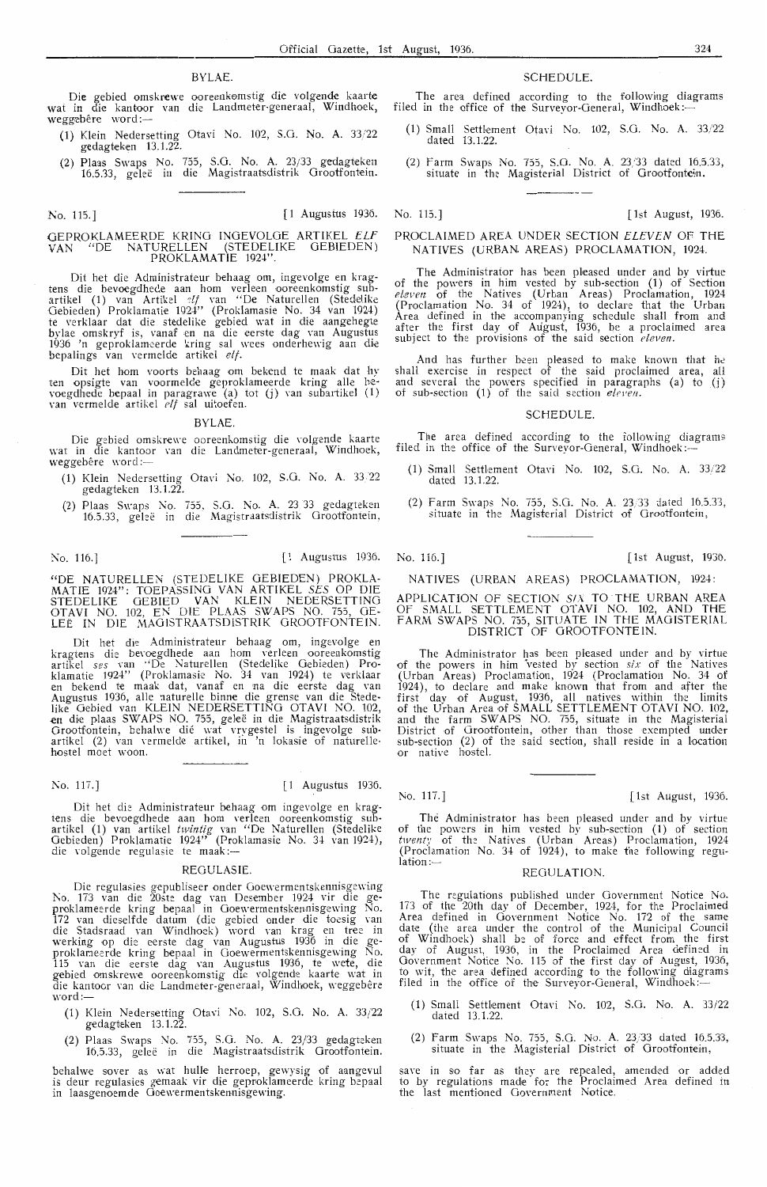BYLAE.

Die gebied omskrewe ooreenkomstig die volgende kaarte wat in die kantoor van die Landmeter-generaal, Windhoek, weggebêre word:—

(1) Klein Nedersetting Otavi No. 102, S.G. No. A. 33/22 gedagteken 13.1.22.

(2) Plaas Swaps No. 755, S.G. No. A. 23/33 gedagteken 16.5.33, geleë in die Magistraatsdistrik Grootfontein.

SCHEDULE.

The area defined according to the following diagrams filed in the office of the Surveyor-General, Windhoek:—

(1) Small Settlement Otavi No. 102, S.G. No. A. 33/22 dated 13.1.22.

(2) Farm Swaps No. 755, S.G. No. A. 23/33 dated 16.5.33, situate in the Magisterial District of Grootfontein.

No. 115.] [1 Augustus 1936.

## GEPROKLAMEERDE KRING INGEVOLGE ARTIKEL *ELF* VAN "DE NATURELLEN (STEDELIKE GEBIEDEN) PROKLAMATIE 1924".

Dit het die Administrateur behaag om, ingevolge en kragtens die bevoegdhede aan hom verleen ooreenkomstig subartikel (1) van Artikel *elf* van "De Naturellen (Stedelike Gebieden) Proklamatie 1924" (Proklamasie No. 34 van 1924) te verklaar dat die stedelike gebied wat in die aangehegte bylae omskryf is, vanaf en na die eerste dag van Augustus 1936 'n geproklameerde kring sal wees onderhewig aan die bepalings van vermelde artikel *elf*.

Dit het hom voorts behaag om bekend te maak dat hy ten opsigte van voormelde geproklameerde kring alle bevoegdhede bepaal in paragrawe (a) tot (j) van subartikel (1) van vermelde artikel *elf* sal uitoefen.

BYLAE.

Die gebied omskrewe ooreenkomstig die volgende kaarte wat in die kantoor van die Landmeter-generaal, Windhoek, weggebêre word:—

(1) Klein Nedersetting Otavi No. 102, S.G. No. A. 33/22 gedagteken 13.1.22.

(2) Plaas Swaps No. 755, S.G. No. A. 23/33 gedagteken 16.5.33, geleë in die Magistraatsdistrik Grootfontein.

No. 115.] [1st August, 1936.

## PROCLAIMED AREA UNDER SECTION *ELEVEN* OF THE NATIVES (URBAN AREAS) PROCLAMATION, 1924.

The Administrator has been pleased under and by virtue of the powers in him vested by sub-section (1) of Section *eleven* of the Natives (Urban Areas) Proclamation, 1924 (Proclamation No. 34 of 1924), to declare that the Urban Area defined in the accompanying schedule shall from and after the first day of August, 1936, be a proclaimed area subject to the provisions of the said section *eleven*.

And has further been pleased to make known that he shall exercise in respect of the said proclaimed area, all and several the powers specified in paragraphs (a) to (j) of sub-section (1) of the said section *eleven*.

SCHEDULE.

The area defined according to the following diagrams filed in the office of the Surveyor-General, Windhoek:—

(1) Small Settlement Otavi No. 102, S.G. No. A. 33/22 dated 13.1.22.

(2) Farm Swaps No. 755, S.G. No. A. 23/33 dated 16.5.33, situate in the Magisterial District of Grootfontein.

No. 116.] [1 Augustus 1936.

## "DE NATURELLEN (STEDELIKE GEBIEDEN) PROKLAMATIE 1924": TOEPASSING VAN ARTIKEL *SES* OP DIE STEDELIKE GEBIED VAN KLEIN NEDERSETTING OTAVI NO. 102, EN DIE PLAAS SWAPS NO. 755, GELEË IN DIE MAGISTRAATSDISTRIK GROOTFONTEIN.

Dit het die Administrateur behaag om, ingevolge en kragtens die bevoegdhede aan hom verleen ooreenkomstig artikel *ses* van "De Naturellen (Stedelike Gebieden) Proklamatie 1924" (Proklamasie No. 34 van 1924) te verklaar en bekend te maak dat, vanaf en na die eerste dag van Augustus 1936, alle naturelle binne die grense van die Stedelike Gebied van KLEIN NEDERSETTING OTAVI NO. 102, en die plaas SWAPS NO. 755, geleë in die Magistraatsdistrik Grootfontein, behalwe dié wat vrygestel is ingevolge subartikel (2) van vermelde artikel, in 'n lokasie of naturellehostel moet woon.

No. 116.] [1st August, 1936.

## NATIVES (URBAN AREAS) PROCLAMATION, 1924:

## APPLICATION OF SECTION *SIX* TO THE URBAN AREA OF SMALL SETTLEMENT OTAVI NO. 102, AND THE FARM SWAPS NO. 755, SITUATE IN THE MAGISTERIAL DISTRICT OF GROOTFONTEIN.

The Administrator has been pleased under and by virtue of the powers in him vested by section *six* of the Natives (Urban Areas) Proclamation, 1924 (Proclamation No. 34 of 1924), to declare and make known that from and after the first day of August, 1936, all natives within the limits of the Urban Area of SMALL SETTLEMENT OTAVI NO. 102, and the farm SWAPS NO. 755, situate in the Magisterial District of Grootfontein, other than those exempted under sub-section (2) of the said section, shall reside in a location or native hostel.

No. 117.] [1 Augustus 1936.

Dit het die Administrateur behaag om ingevolge en kragtens die bevoegdhede aan hom verleen ooreenkomstig subartikel (1) van artikel *twintig* van "De Naturellen (Stedelike Gebieden) Proklamatie 1924" (Proklamasie No. 34 van 1924), die volgende regulasie te maak:—

REGULASIE.

Die regulasies gepubliseer onder Goewermentskennisgewing No. 173 van die 20ste dag van Desember 1924 vir die geproklameerde kring bepaal in Goewermentskennisgewing No. 172 van dieselfde datum (die gebied onder die toesig van die Stadsraad van Windhoek) word van krag en tree in werking op die eerste dag van Augustus 1936 in die geproklameerde kring bepaal in Goewermentskennisgewing No. 115 van die eerste dag van Augustus 1936, te wete, die gebied omskrewe ooreenkomstig die volgende kaarte wat in die kantoor van die Landmeter-generaal, Windhoek, weggebêre word:—

(1) Klein Nedersetting Otavi No. 102, S.G. No. A. 33/22 gedagteken 13.1.22.

(2) Plaas Swaps No. 755, S.G. No. A. 23/33 gedagteken 16.5.33, geleë in die Magistraatsdistrik Grootfontein.

behalwe sover as wat hulle herroep, gewysig of aangevul is deur regulasies gemaak vir die geproklameerde kring bepaal in laasgenoemde Goewermentskennisgewing.

No. 117.] [1st August, 1936.

The Administrator has been pleased under and by virtue of the powers in him vested by sub-section (1) of section *twenty* of the Natives (Urban Areas) Proclamation, 1924 (Proclamation No. 34 of 1924), to make the following regulation:—

REGULATION.

The regulations published under Government Notice No. 173 of the 20th day of December, 1924, for the Proclaimed Area defined in Government Notice No. 172 of the same date (the area under the control of the Municipal Council of Windhoek) shall be of force and effect from the first day of August, 1936, in the Proclaimed Area defined in Government Notice No. 115 of the first day of August, 1936, to wit, the area defined according to the following diagrams filed in the office of the Surveyor-General, Windhoek:—

(1) Small Settlement Otavi No. 102, S.G. No. A. 33/22 dated 13.1.22.

(2) Farm Swaps No. 755, S.G. No. A. 23/33 dated 16.5.33, situate in the Magisterial District of Grootfontein,

save in so far as they are repealed, amended or added to by regulations made for the Proclaimed Area defined in the last mentioned Government Notice.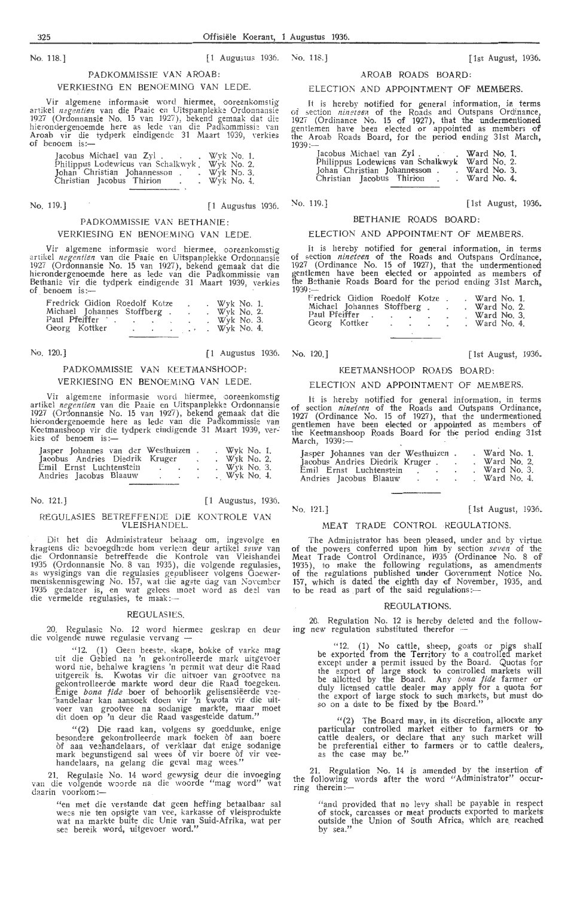No. 118.] [1 Augustus 1936.

## PADKOMMISSIE VAN AROAB: VERKIESING EN BENOEMING VAN LEDE.

Vir algemene informasie word hiermee, ooreenkomstig artikel *negentien* van die Paaie en Uitspanplekke Ordonnansie 1927 (Ordonnansie No. 15 van 1927), bekend gemaak dat die hierondergenoemde here as lede van die Padkommissie van Aroab vir die tydperk eindigende 31 Maart 1939, verkies of benoem is:—

| | |
|---|---|
| Jacobus Michael van Zyl | Wyk No. 1. |
| Philippus Lodewicus van Schalkwyk | Wyk No. 2. |
| Johan Christian Johannesson | Wyk No. 3. |
| Christian Jacobus Thirion | Wyk No. 4. |

No. 119.] [1 Augustus 1936.

## PADKOMMISSIE VAN BETHANIE: VERKIESING EN BENOEMING VAN LEDE.

Vir algemene informasie word hiermee, ooreenkomstig artikel *negentien* van die Paaie en Uitspanplekke Ordonnansie 1927 (Ordonnansie No. 15 van 1927), bekend gemaak dat die hierondergenoemde here as lede van die Padkommissie van Bethanie vir die tydperk eindigende 31 Maart 1939, verkies of benoem is:—

| | |
|---|---|
| Fredrick Gidion Roedolf Kotze | Wyk No. 1. |
| Michael Johannes Stoffberg | Wyk No. 2. |
| Paul Pfeiffer | Wyk No. 3. |
| Georg Kottker | Wyk No. 4. |

No. 120.] [1 Augustus 1936.

## PADKOMMISSIE VAN KEETMANSHOOP: VERKIESING EN BENOEMING VAN LEDE.

Vir algemene informasie word hiermee, ooreenkomstig artikel *negentien* van die Paaie en Uitspanplekke Ordonnansie 1927 (Ordonnansie No. 15 van 1927), bekend gemaak dat die hierondergenoemde here as lede van die Padkommissie van Keetmanshoop vir die tydperk eindigende 31 Maart 1939, verkies of benoem is:—

| | |
|---|---|
| Jasper Johannes van der Westhuizen | Wyk No. 1. |
| Jacobus Andries Diedrik Kruger | Wyk No. 2. |
| Emil Ernst Luchtenstein | Wyk No. 3. |
| Andries Jacobus Blaauw | Wyk No. 4. |

No. 121.] [1 Augustus, 1936.

## REGULASIES BETREFFENDE DIE KONTROLE VAN VLEISHANDEL.

Dit het die Administrateur behaag om, ingevolge en kragtens die bevoegdhede hom verleen deur artikel *sewe* van die Ordonnansie betreffende die Kontrole van Vleishandel 1935 (Ordonnansie No. 8 van 1935), die volgende regulasies, as wysigings van die regulasies gepubliseer volgens Goewermentskennisgewing No. 157, wat die agste dag van November 1935 gedateer is, en wat gelees moet word as deel van die vermelde regulasies, te maak:—

### REGULASIES.

20. Regulasie No. 12 word hiermee geskrap en deur die volgende nuwe regulasie vervang —

> "12. (1) Geen beeste, skape, bokke of varke mag uit die Gebied na 'n gekontrolleerde mark uitgevoer word nie, behalwe kragtens 'n permit wat deur die Raad uitgereik is. Kwotas vir die uitvoer van grootvee na gekontrolleerde markte word deur die Raad toegeken. Enige *bona fide* boer of behoorlik gelisensiëerde veehandelaar kan aansoek doen vir 'n kwota vir die uitvoer van grootvee na sodanige markte, maar moet dit doen op 'n deur die Raad vasgestelde datum."
>
> "(2) Die raad kan, volgens sy goeddunke, enige besondere gekontrolleerde mark toeken òf aan boere òf aan veehandelaars, of verklaar dat enige sodanige mark begunstigend sal wees òf vir boere òf vir veehandelaars, na gelang die geval mag wees."

21. Regulasie No. 14 word gewysig deur die invoeging van die volgende woorde na die woorde "mag word" wat daarin voorkom:—

> "en met die verstande dat geen heffing betaalbaar sal wees nie ten opsigte van vee, karkasse òf vleisprodukte wat na markte buite die Unie van Suid-Afrika, wat per see bereik word, uitgevoer word."

No. 118.] [1st August, 1936.

## AROAB ROADS BOARD: ELECTION AND APPOINTMENT OF MEMBERS.

It is hereby notified for general information, in terms of section *nineteen* of the Roads and Outspans Ordinance, 1927 (Ordinance No. 15 of 1927), that the undermentioned gentlemen have been elected or appointed as members of the Aroab Roads Board, for the period ending 31st March, 1939:—

| | |
|---|---|
| Jacobus Michael van Zyl | Ward No. 1. |
| Philippus Lodewicus van Schalkwyk | Ward No. 2. |
| Johan Christian Johannesson | Ward No. 3. |
| Christian Jacobus Thirion | Ward No. 4. |

No. 119.] [1st August, 1936.

## BETHANIE ROADS BOARD: ELECTION AND APPOINTMENT OF MEMBERS.

It is hereby notified for general information, in terms of section *nineteen* of the Roads and Outspans Ordinance, 1927 (Ordinance No. 15 of 1927), that the undermentioned gentlemen have been elected or appointed as members of the Bethanie Roads Board for the period ending 31st March, 1939:—

| | |
|---|---|
| Fredrick Gidion Roedolf Kotze | Ward No. 1. |
| Michael Johannes Stoffberg | Ward No. 2. |
| Paul Pfeiffer | Ward No. 3. |
| Georg Kottker | Ward No. 4. |

No. 120.] [1st August, 1936.

## KEETMANSHOOP ROADS BOARD: ELECTION AND APPOINTMENT OF MEMBERS.

It is hereby notified for general information, in terms of section *nineteen* of the Roads and Outspans Ordinance, 1927 (Ordinance No. 15 of 1927), that the undermentioned gentlemen have been elected or appointed as members of the Keetmanshoop Roads Board for the period ending 31st March, 1939:—

| | |
|---|---|
| Jasper Johannes van der Westhuizen | Ward No. 1. |
| Jacobus Andries Diedrik Kruger | Ward No. 2. |
| Emil Ernst Luchtenstein | Ward No. 3. |
| Andries Jacobus Blaauw | Ward No. 4. |

No. 121.] [1st August, 1936.

## MEAT TRADE CONTROL REGULATIONS.

The Administrator has been pleased, under and by virtue of the powers conferred upon him by section *seven* of the Meat Trade Control Ordinance, 1935 (Ordinance No. 8 of 1935), to make the following regulations, as amendments of the regulations published under Government Notice No. 157, which is dated the eighth day of November, 1935, and to be read as part of the said regulations:—

### REGULATIONS.

20. Regulation No. 12 is hereby deleted and the following new regulation substituted therefor —

> "12. (1) No cattle, sheep, goats or pigs shall be exported from the Territory to a controlled market except under a permit issued by the Board. Quotas for the export of large stock to controlled markets will be allotted by the Board. Any *bona fide* farmer or duly licensed cattle dealer may apply for a quota for the export of large stock to such markets, but must do so on a date to be fixed by the Board."
>
> "(2) The Board may, in its discretion, allocate any particular controlled market either to farmers or to cattle dealers, or declare that any such market will be preferential either to farmers or to cattle dealers, as the case may be."

21. Regulation No. 14 is amended by the insertion of the following words after the word "Administrator" occurring therein:—

> "and provided that no levy shall be payable in respect of stock, carcasses or meat products exported to markets outside the Union of South Africa, which are reached by sea."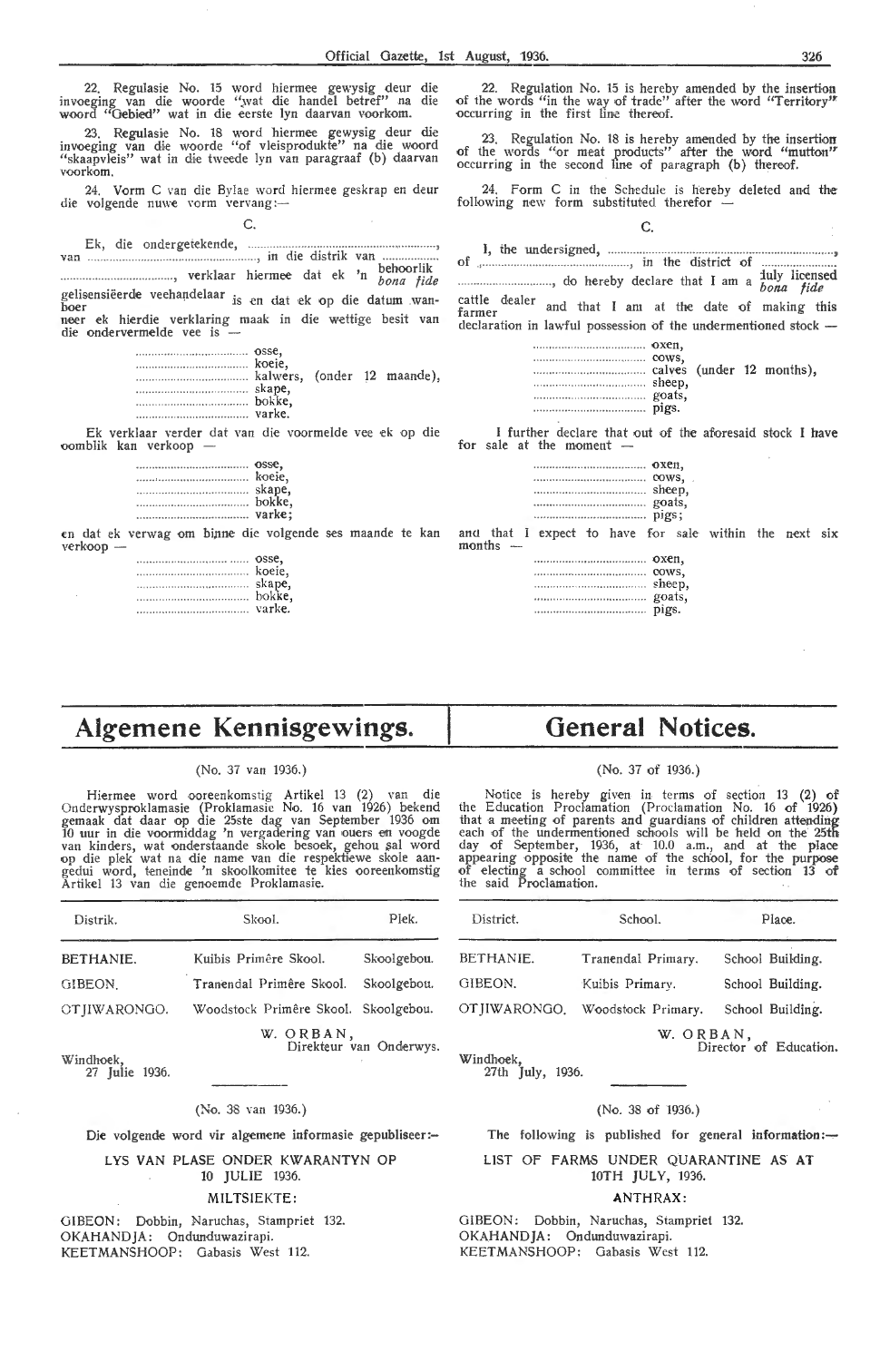22. Regulasie No. 15 word hiermee gewysig deur die invoeging van die woorde "wat die handel betref" na die woord "Gebied" wat in die eerste lyn daarvan voorkom.

23. Regulasie No. 18 word hiermee gewysig deur die invoeging van die woorde "of vleisprodukte" na die woord "skaapvleis" wat in die tweede lyn van paragraaf (b) daarvan voorkom.

24. Vorm C van die Bylae word hiermee geskrap en deur die volgende nuwe vorm vervang:—

C.

Ek, die ondergetekende, ..............................................................., van ................................................., in die distrik van ................., ..................................., verklaar hiermee dat ek 'n behoorlik gelisensiëerde veehandelaar / *bona fide* boer is en dat ek op die datum wanneer ek hierdie verklaring maak in die wettige besit van die ondervermelde vee is —

.................................... osse,
.................................... koeie,
.................................... kalwers, (onder 12 maande),
.................................... skape,
.................................... bokke,
.................................... varke.

Ek verklaar verder dat van die voormelde vee ek op die oomblik kan verkoop —

.................................... osse,
.................................... koeie,
.................................... skape,
.................................... bokke,
.................................... varke;

en dat ek verwag om binne die volgende ses maande te kan verkoop —

.................................... osse,
.................................... koeie,
.................................... skape,
.................................... bokke,
.................................... varke.

22. Regulation No. 15 is hereby amended by the insertion of the words "in the way of trade" after the word "Territory" occurring in the first line thereof.

23. Regulation No. 18 is hereby amended by the insertion of the words "or meat products" after the word "mutton" occurring in the second line of paragraph (b) thereof.

24. Form C in the Schedule is hereby deleted and the following new form substituted therefor —

C.

I, the undersigned, ..............................................................., of ................................................., in the district of ........................, ..............................., do hereby declare that I am a duly licensed cattle dealer / *bona fide* farmer and that I am at the date of making this declaration in lawful possession of the undermentioned stock —

.................................... oxen,
.................................... cows,
.................................... calves (under 12 months),
.................................... sheep,
.................................... goats,
.................................... pigs.

I further declare that out of the aforesaid stock I have for sale at the moment —

.................................... oxen,
.................................... cows,
.................................... sheep,
.................................... goats,
.................................... pigs;

and that I expect to have for sale within the next six months —

.................................... oxen,
.................................... cows,
.................................... sheep,
.................................... goats,
.................................... pigs.

# Algemene Kennisgewings.

(No. 37 van 1936.)

Hiermee word ooreenkomstig Artikel 13 (2) van die Onderwysproklamasie (Proklamasie No. 16 van 1926) bekend gemaak dat daar op die 25ste dag van September 1936 om 10 uur in die voormiddag 'n vergadering van ouers en voogde van kinders, wat onderstaande skole besoek, gehou sal word op die plek wat na die name van die respektiewe skole aangedui word, teneinde 'n skoolkomitee te kies ooreenkomstig Artikel 13 van die genoemde Proklamasie.

| Distrik. | Skool. | Plek. |
|---|---|---|
| BETHANIE. | Kuibis Primêre Skool. | Skoolgebou. |
| GIBEON. | Tranendal Primêre Skool. | Skoolgebou. |
| OTJIWARONGO. | Woodstock Primêre Skool. | Skoolgebou. |

W. ORBAN,
Direkteur van Onderwys.

Windhoek,
27 Julie 1936.

(No. 38 van 1936.)

Die volgende word vir algemene informasie gepubliseer:—

LYS VAN PLASE ONDER KWARANTYN OP 10 JULIE 1936.

MILTSIEKTE:

GIBEON: Dobbin, Naruchas, Stampriet 132.
OKAHANDJA: Ondunduwazirapi.
KEETMANSHOOP: Gabasis West 112.

# General Notices.

(No. 37 of 1936.)

Notice is hereby given in terms of section 13 (2) of the Education Proclamation (Proclamation No. 16 of 1926) that a meeting of parents and guardians of children attending each of the undermentioned schools will be held on the 25th day of September, 1936, at 10.0 a.m., and at the place appearing opposite the name of the school, for the purpose of electing a school committee in terms of section 13 of the said Proclamation.

| District. | School. | Place. |
|---|---|---|
| BETHANIE. | Tranendal Primary. | School Building. |
| GIBEON. | Kuibis Primary. | School Building. |
| OTJIWARONGO. | Woodstock Primary. | School Building. |

W. ORBAN,
Director of Education.

Windhoek,
27th July, 1936.

(No. 38 of 1936.)

The following is published for general information:—

LIST OF FARMS UNDER QUARANTINE AS AT 10TH JULY, 1936.

ANTHRAX:

GIBEON: Dobbin, Naruchas, Stampriet 132.
OKAHANDJA: Ondunduwazirapi.
KEETMANSHOOP: Gabasis West 112.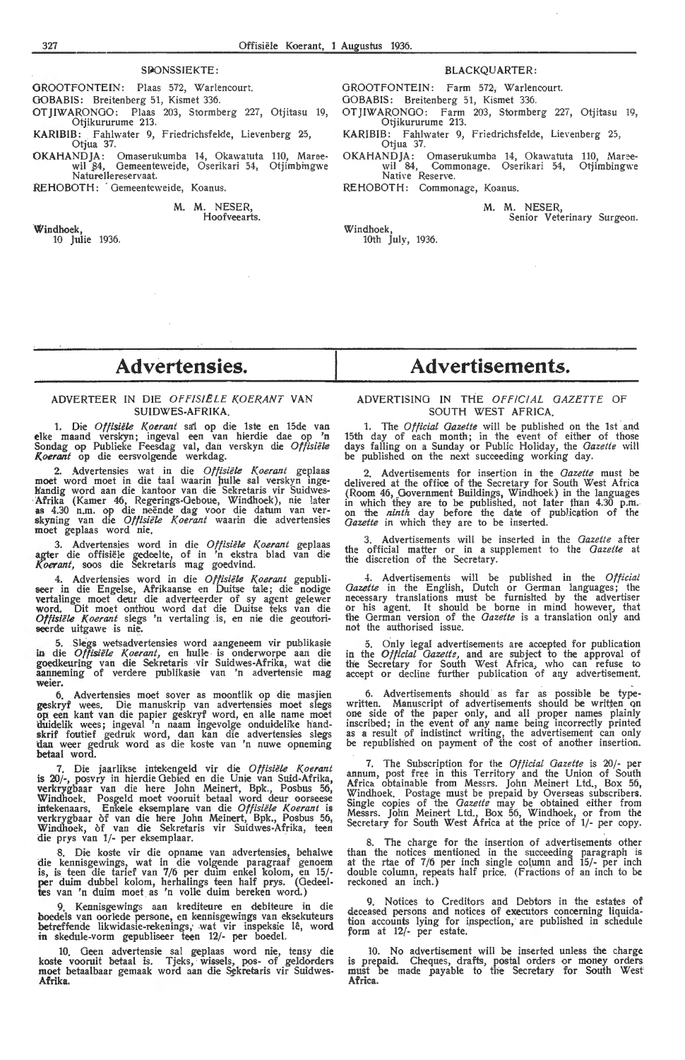SPONSSIEKTE:

GROOTFONTEIN: Plaas 572, Warlencourt.

GOBABIS: Breitenberg 51, Kismet 336.

OTJIWARONGO: Plaas 203, Stormberg 227, Otjitasu 19, Otjikururume 213.

KARIBIB: Fahlwater 9, Friedrichsfelde, Lievenberg 25, Otjua 37.

OKAHANDJA: Omaserukumba 14, Okawatuta 110, Mareewil 84, Gemeenteweide, Oserikari 54, Otjimbingwe Naturellereservaat.

REHOBOTH: Gemeenteweide, Koanus.

M. M. NESER,
Hoofveearts.

Windhoek,
10 Julie 1936.

BLACKQUARTER:

GROOTFONTEIN: Farm 572, Warlencourt.

GOBABIS: Breitenberg 51, Kismet 336.

OTJIWARONGO: Farm 203, Stormberg 227, Otjitasu 19, Otjikururume 213.

KARIBIB: Fahlwater 9, Friedrichsfelde, Lievenberg 25, Otjua 37.

OKAHANDJA: Omaserukumba 14, Okawatuta 110, Mareewil 84, Commonage. Oserikari 54, Otjimbingwe Native Reserve.

REHOBOTH: Commonage, Koanus.

M. M. NESER,
Senior Veterinary Surgeon.

Windhoek,
10th July, 1936.

# Advertensies.

ADVERTEER IN DIE *OFFISIËLE KOERANT* VAN SUIDWES-AFRIKA.

1. Die *Offisiële Koerant* sal op die 1ste en 15de van elke maand verskyn; ingeval een van hierdie dae op 'n Sondag op Publieke Feesdag val, dan verskyn die *Offisiële Koerant* op die eersvolgende werkdag.

2. Advertensies wat in die *Offisiële Koerant* geplaas moet word moet in die taal waarin hulle sal verskyn ingehandig word aan die kantoor van die Sekretaris vir Suidwes-Afrika (Kamer 46, Regerings-Geboue, Windhoek), nie later as 4.30 n.m. op die neënde dag voor die datum van verskyning van die *Offisiële Koerant* waarin die advertensies moet geplaas word nie.

3. Advertensies word in die *Offisiële Koerant* geplaas agter die offisiële gedeelte, of in 'n ekstra blad van die *Koerant*, soos die Sekretaris mag goedvind.

4. Advertensies word in die *Offisiële Koerant* gepubliseer in die Engelse, Afrikaanse en Duitse tale; die nodige vertalinge moet deur die adverteerder of sy agent gelewer word. Dit moet onthou word dat die Duitse teks van die *Offisiële Koerant* slegs 'n vertaling is, en nie die geoutoriseerde uitgawe is nie.

5. Slegs wetsadvertensies word aangeneem vir publikasie in die *Offisiële Koerant*, en hulle is onderworpe aan die goedkeuring van die Sekretaris vir Suidwes-Afrika, wat die aanneming of verdere publikasie van 'n advertensie mag weier.

6. Advertensies moet sover as moontlik op die masjien geskryf wees. Die manuskrip van advertensies moet slegs op een kant van die papier geskryf word, en alle name moet duidelik wees; ingeval 'n naam ingevolge onduidelike handskrif foutief gedruk word, dan kan die advertensies slegs dan weer gedruk word as die koste van 'n nuwe opneming betaal word.

7. Die jaarlikse intekengeld vir die *Offisiële Koerant* is 20/-, posvry in hierdie Gebied en die Unie van Suid-Afrika, verkrygbaar van die here John Meinert, Bpk., Posbus 56, Windhoek. Posgeld moet vooruit betaal word deur oorseese intekenaars. Enkele eksemplare van die *Offisiële Koerant* is verkrygbaar òf van die here John Meinert, Bpk., Posbus 56, Windhoek, òf van die Sekretaris vir Suidwes-Afrika, teen die prys van 1/- per eksemplaar.

8. Die koste vir die opname van advertensies, behalwe die kennisgewings, wat in die volgende paragraaf genoem is, is teen die tarief van 7/6 per duim enkel kolom, en 15/- per duim dubbel kolom, herhalings teen half prys. (Gedeeltes van 'n duim moet as 'n volle duim bereken word.)

9. Kennisgewings aan krediteure en debiteure in die boedels van oorlede persone, en kennisgewings van eksekuteurs betreffende likwidasie-rekenings, wat vir inspeksie lê, word in skedule-vorm gepubliseer teen 12/- per boedel.

10. Geen advertensie sal geplaas word nie, tensy die koste vooruit betaal is. Tjeks, wissels, pos- of geldorders moet betaalbaar gemaak word aan die Sekretaris vir Suidwes-Afrika.

# Advertisements.

ADVERTISING IN THE *OFFICIAL GAZETTE* OF SOUTH WEST AFRICA.

1. The *Official Gazette* will be published on the 1st and 15th day of each month; in the event of either of those days falling on a Sunday or Public Holiday, the *Gazette* will be published on the next succeeding working day.

2. Advertisements for insertion in the *Gazette* must be delivered at the office of the Secretary for South West Africa (Room 46, Government Buildings, Windhoek) in the languages in which they are to be published, not later than 4.30 p.m. on the *ninth* day before the date of publication of the *Gazette* in which they are to be inserted.

3. Advertisements will be inserted in the *Gazette* after the official matter or in a supplement to the *Gazette* at the discretion of the Secretary.

4. Advertisements will be published in the *Official Gazette* in the English, Dutch or German languages; the necessary translations must be furnished by the advertiser or his agent. It should be borne in mind however, that the German version of the *Gazette* is a translation only and not the authorised issue.

5. Only legal advertisements are accepted for publication in the *Official Gazette*, and are subject to the approval of the Secretary for South West Africa, who can refuse to accept or decline further publication of any advertisement.

6. Advertisements should as far as possible be typewritten. Manuscript of advertisements should be written on one side of the paper only, and all proper names plainly inscribed; in the event of any name being incorrectly printed as a result of indistinct writing, the advertisement can only be republished on payment of the cost of another insertion.

7. The Subscription for the *Official Gazette* is 20/- per annum, post free in this Territory and the Union of South Africa obtainable from Messrs. John Meinert Ltd., Box 56, Windhoek. Postage must be prepaid by Overseas subscribers. Single copies of the *Gazette* may be obtained either from Messrs. John Meinert Ltd., Box 56, Windhoek, or from the Secretary for South West Africa at the price of 1/- per copy.

8. The charge for the insertion of advertisements other than the notices mentioned in the succeeding paragraph is at the rtae of 7/6 per inch single column and 15/- per inch double column, repeats half price. (Fractions of an inch to be reckoned an inch.)

9. Notices to Creditors and Debtors in the estates of deceased persons and notices of executors concerning liquidation accounts lying for inspection, are published in schedule form at 12/- per estate.

10. No advertisement will be inserted unless the charge is prepaid. Cheques, drafts, postal orders or money orders must be made payable to the Secretary for South West Africa.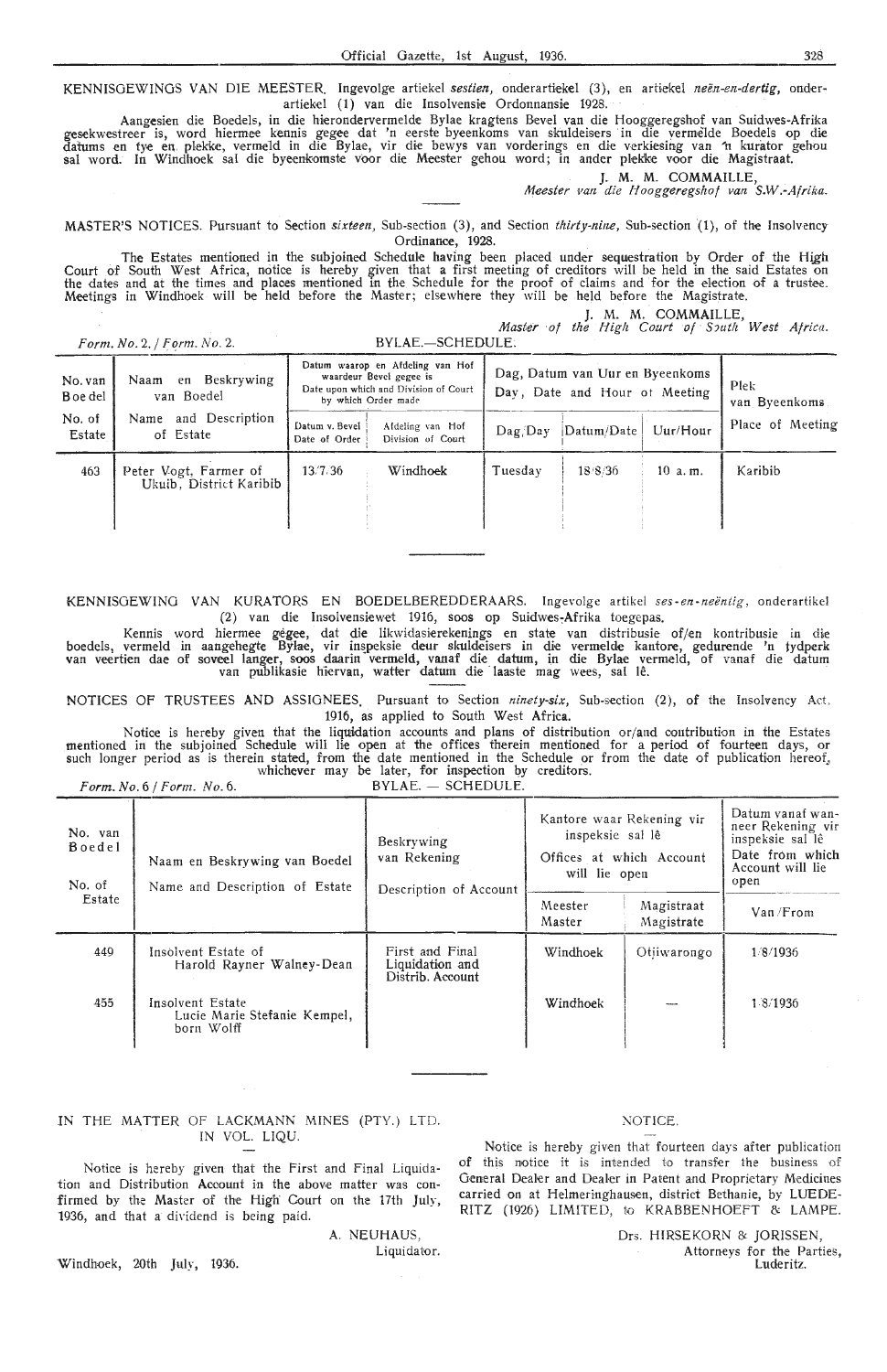KENNISGEWINGS VAN DIE MEESTER. Ingevolge artiekel *sestien*, onderartiekel (3), en artiekel *neën-en-dertig*, onderartiekel (1) van die Insolvensie Ordonnansie 1928.

Aangesien die Boedels, in die hierondervermelde Bylae kragtens Bevel van die Hooggeregshof van Suidwes-Afrika gesekwestreer is, word hiermee kennis gegee dat 'n eerste byeenkoms van skuldeisers in die vermelde Boedels op die datums en tye en plekke, vermeld in die Bylae, vir die bewys van vorderings en die verkiesing van 'n kurator gehou sal word. In Windhoek sal die byeenkomste voor die Meester gehou word; in ander plekke voor die Magistraat.

J. M. M. COMMAILLE,
*Meester van die Hooggeregshof van S.W.-Afrika.*

MASTER'S NOTICES. Pursuant to Section *sixteen*, Sub-section (3), and Section *thirty-nine*, Sub-section (1), of the Insolvency Ordinance, 1928.

The Estates mentioned in the subjoined Schedule having been placed under sequestration by Order of the High Court of South West Africa, notice is hereby given that a first meeting of creditors will be held in the said Estates on the dates and at the times and places mentioned in the Schedule for the proof of claims and for the election of a trustee. Meetings in Windhoek will be held before the Master; elsewhere they will be held before the Magistrate.

J. M. M. COMMAILLE,
*Master of the High Court of South West Africa.*

*Form. No. 2. / Form. No. 2.* BYLAE.—SCHEDULE.

| No. van Boedel / No. of Estate | Naam en Beskrywing van Boedel / Name and Description of Estate | Datum waarop en Afdeling van Hof waardeur Bevel gegee is / Date upon which and Division of Court by which Order made | | Dag, Datum van Uur en Byeenkoms / Day, Date and Hour of Meeting | | | Plek van Byeenkoms / Place of Meeting |
|---|---|---|---|---|---|---|---|
| | | Datum v. Bevel / Date of Order | Afdeling van Hof / Division of Court | Dag/Day | Datum/Date | Uur/Hour | |
| 463 | Peter Vogt, Farmer of Ukuib, District Karibib | 13/7/36 | Windhoek | Tuesday | 18/8/36 | 10 a.m. | Karibib |

KENNISGEWING VAN KURATORS EN BOEDELBEREDDERAARS. Ingevolge artikel *ses-en-neëntig*, onderartikel (2) van die Insolvensiewet 1916, soos op Suidwes-Afrika toegepas.

Kennis word hiermee gegee, dat die likwidasierekenings en state van distribusie of/en kontribusie in die boedels, vermeld in aangehegte Bylae, vir inspeksie deur skuldeisers in die vermelde kantore, gedurende 'n tydperk van veertien dae of soveel langer, soos daarin vermeld, vanaf die datum, in die Bylae vermeld, of vanaf die datum van publikasie hiervan, watter datum die laaste mag wees, sal lê.

NOTICES OF TRUSTEES AND ASSIGNEES. Pursuant to Section *ninety-six*, Sub-section (2), of the Insolvency Act, 1916, as applied to South West Africa.

Notice is hereby given that the liquidation accounts and plans of distribution or/and contribution in the Estates mentioned in the subjoined Schedule will lie open at the offices therein mentioned for a period of fourteen days, or such longer period as is therein stated, from the date mentioned in the Schedule or from the date of publication hereof, whichever may be later, for inspection by creditors.

*Form. No. 6 / Form. No. 6.* BYLAE. — SCHEDULE.

| No. van Boedel / No. of Estate | Naam en Beskrywing van Boedel / Name and Description of Estate | Beskrywing van Rekening / Description of Account | Kantore waar Rekening vir inspeksie sal lê / Offices at which Account will lie open | | Datum vanaf wanneer Rekening vir inspeksie sal lê / Date from which Account will lie open |
|---|---|---|---|---|---|
| | | | Meester / Master | Magistraat / Magistrate | Van/From |
| 449 | Insolvent Estate of Harold Rayner Walney-Dean | First and Final Liquidation and Distrib. Account | Windhoek | Otjiwarongo | 1/8/1936 |
| 455 | Insolvent Estate Lucie Marie Stefanie Kempel, born Wolff | | Windhoek | — | 1/8/1936 |

IN THE MATTER OF LACKMANN MINES (PTY.) LTD. IN VOL. LIQU.

Notice is hereby given that the First and Final Liquidation and Distribution Account in the above matter was confirmed by the Master of the High Court on the 17th July, 1936, and that a dividend is being paid.

A. NEUHAUS,
Liquidator.

Windhoek, 20th July, 1936.

NOTICE.

Notice is hereby given that fourteen days after publication of this notice it is intended to transfer the business of General Dealer and Dealer in Patent and Proprietary Medicines carried on at Helmeringhausen, district Bethanie, by LUEDERITZ (1926) LIMITED, to KRABBENHOEFT & LAMPE.

Drs. HIRSEKORN & JORISSEN,
Attorneys for the Parties,
Luderitz.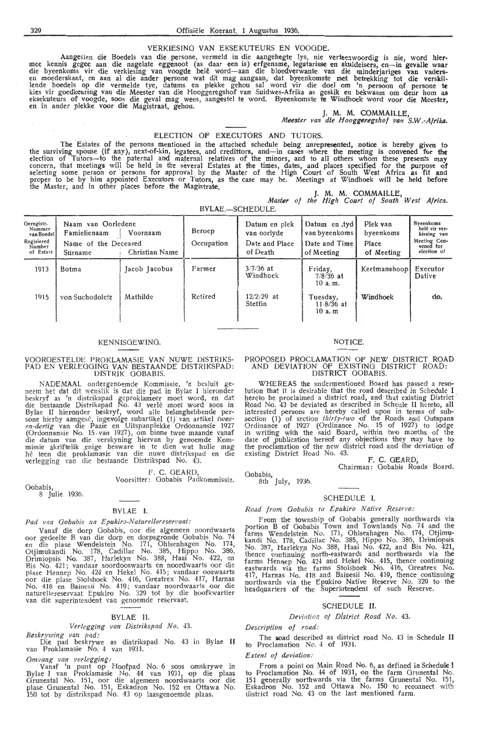## VERKIESING VAN EKSEKUTEURS EN VOOGDE.

Aangesien die Boedels van die persone, vermeld in die aangehegte lys, nie verteenwoordig is nie, word hiermee kennis gegee aan die nagelate eggenoot (as daar een is) erfgename, legatarisse en skuldeisers, en—in gevalle waar die byeenkoms vir die verkiesing van voogde beië word—aan die bloedverwante van die minderjariges van vaders- en moederskant, en aan al die ander persone wat dit mag aangaan, dat byeenkomste met betrekking tot die verskillende boedels op die vermelde tye, datums en plekke gehou sal word vir die doel om 'n persoon of persone te kies vir goedkeuring van die Meester van die Hooggeregshof van Suidwes-Afrika as geskik en bekwaam om deur hom as eksekuteurs of voogde, soos die geval mag wees, aangestel te word. Byeenkomste te Windhoek word voor die Meester, en in ander plekke voor die Magistraat, gehou.

J. M. M. COMMAILLE,
*Meester van die Hooggeregshof van S.W.-Afrika.*

## ELECTION OF EXECUTORS AND TUTORS.

The Estates of the persons mentioned in the attached schedule being unrepresented, notice is hereby given to the surviving spouse (if any), next-of-kin, legatees, and creditors, and—in cases where the meeting is convened for the election of Tutors—to the paternal and maternal relatives of the minors, and to all others whom these presents may concern, that meetings will be held in the several Estates at the times, dates, and places specified for the purpose of selecting some person or persons for approval by the Master of the High Court of South West Africa as fit and proper to be by him appointed Executors or Tutors, as the case may be. Meetings at Windhoek will be held before the Master, and in other places before the Magistrate.

J. M. M. COMMAILLE,
*Master of the High Court of South West Africa.*

BYLAE.—SCHEDULE.

| Geregistr. Nommer van Boedel / Registered Number of Estate | Naam van Oorledene / Name of the Deceased — Famielienaam / Surname | Voornaam / Christian Name | Beroep / Occupation | Datum en plek van oorlyde / Date and Place of Death | Datum en tyd van byeenkoms / Date and Time of Meeting | Plek van byeenkoms / Place of Meeting | Byeenkoms belê vir verkiesing van / Meeting Convened for election of |
|---|---|---|---|---|---|---|---|
| 1913 | Botma | Jacob Jacobus | Farmer | 3/7/36 at Windhoek | Friday, 7/8/36 at 10 a.m. | Keetmanshoop | Executor Dative |
| 1915 | von Suchodoletz | Mathilde | Retired | 12/2/29 at Stettin | Tuesday, 11/8/36 at 10 a.m. | Windhoek | do. |

## KENNISGEWING.

### VOORGESTELDE PROKLAMASIE VAN NUWE DISTRIKSPAD EN VERLEGGING VAN BESTAANDE DISTRIKSPAD: DISTRIK GOBABIS.

NADEMAAL ondergenoemde Kommissie, 'n besluit geneem het dat dit wenslik is dat die pad in Bylae I hieronder beskryf as 'n distrikspad geproklameer moet word, en dat die bestaande Distrikspad No. 43 verlê moet word soos in Bylae II hieronder beskryf, word alle belanghebbende persone hierby aangesê, ingevolge subartikel (1) van artikel *twee-en-dertig* van die Paaie en Uitspanplekke Ordonnansie 1927 (Ordonnansie No. 15 van 1927), om binne twee maande vanaf die datum van die verskyning hiervan by genoemde Kommissie skriftelik enige besware in te dien wat hulle mag hê teen die proklamasie van die nuwe distrikspad en die verlegging van die bestaande Distrikspad No. 43.

F. C. GEARD,
Voorsitter: Gobabis Padkommissie.

Gobabis,
8 Julie 1936.

### BYLAE I.

*Pad van Gobabis na Epukiro-Naturellereservaat:*

Vanaf die dorp Gobabis, oor die algemeen noordwaarts oor gedeelte B van die dorp en dorpsgronde Gobabis No. 74 en die plase Wendelstein No. 171, Ohlsenhagen No. 174, Otjimukandi No. 178, Cadillac No. 385, Hippo No. 386, Drimiopsis No. 387, Harlekyn No. 388, Haai No. 422, en Bis No. 421; vandaar noordooswaarts en noordwaarts oor die plase Hennep No. 424 en Hekel No. 415; vandaar ooswaarts oor die plase Stolshoek No. 416, Greatrex No. 417, Harnas No. 418 en Bainesii No. 419; vandaar noordwaarts oor die naturellereservaat Epukiro No. 329 tot by die hoofkwartier van die superintendent van genoemde reservaat.

### BYLAE II.

*Verlegging van Distrikspad No. 43.*

*Beskrywing van pad:*
Die pad beskrywe as distrikspad No. 43 in Bylae II van Proklamasie No. 4 van 1931.

*Omvang van verlegging:*
Vanaf 'n punt op Hoofpad No. 6 soos omskrywe in Bylae I van Proklamasie No. 44 van 1931, op die plaas Grunental No. 151, oor die algemeen noordwaarts oor die plase Grunental No. 151, Eskadron No. 152 en Ottawa No. 150 tot by distrikspad No. 43 op laasgenoemde plaas.

## NOTICE.

### PROPOSED PROCLAMATION OF NEW DISTRICT ROAD AND DEVIATION OF EXISTING DISTRICT ROAD: DISTRICT GOBABIS.

WHEREAS the undermentioned Board has passed a resolution that it is desirable that the road described in Schedule I hereto be proclaimed a district road, and that existing District Road No. 43 be deviated as described in Scheule II hereto, all interested persons are hereby called upon in terms of subsection (1) of section *thirty-two* of the Roads and Outspans Ordinance of 1927 (Ordinance No. 15 of 1927) to lodge in writing with the said Board, within two months of the date of publication hereof any objections they may have to the proclamation of the new district road and the deviation of existing District Road No. 43.

F. C. GEARD,
Chairman: Gobabis Roads Board.

Gobabis,
8th July, 1936.

### SCHEDULE I.

*Road from Gobabis to Epukiro Native Reserve:*

From the township of Gobabis generally northwards via portion B of Gobabis Town and Townlands No. 74 and the farms Wendelstein No. 171, Ohlsenhagen No. 174, Otjimukandi No. 178, Cadillac No. 385, Hippo No. 386, Drimiopsis No. 387, Harlekyn No. 388, Haai No. 422, and Bis No. 421, thence continuing north-eastwards and northwards via the farms Hennep No. 424 and Hekel No. 415, thence continuing eastwards via the farms Stolshoek No. 416, Greatrex No. 417, Harnas No. 418 and Bainesii No. 419, thence continuing northwards via the Epukiro Native Reserve No. 329 to the headquarters of the Superintendent of such Reserve.

### SCHEDULE II.

*Deviation of District Road No. 43.*

*Description of road:*

The road described as district road No. 43 in Schedule II to Proclamation No. 4 of 1931.

*Extent of deviation:*

From a point on Main Road No. 6, as defined in Schedule I to Proclamation No. 44 of 1931, on the farm Grunental No. 151 generally northwards via the farms Grunental No. 151, Eskadron No. 152 and Ottawa No. 150 to reconnect with district road No. 43 on the last mentioned farm.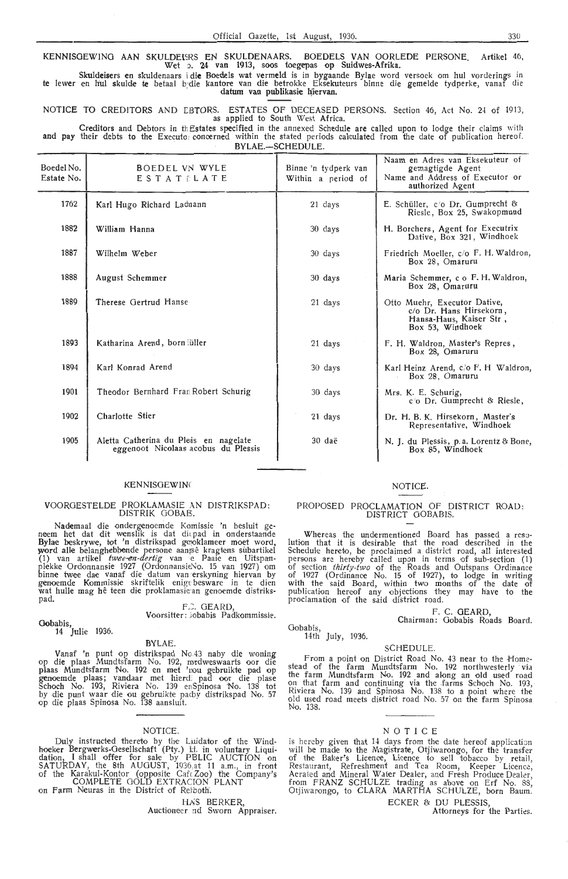KENNISGEWING AAN SKULDEISERS EN SKULDENAARS. BOEDELS VAN OORLEDE PERSONE. Artikel 46, Wet No. 24 van 1913, soos toegepas op Suidwes-Afrika.

Skuldeisers en skuldenaars in die Boedels wat vermeld is in bygaande Bylae word versoek om hul vorderings in te lewer en hul skulde te betaal by die kantore van die betrokke Eksekuteurs binne die gemelde tydperke, vanaf die datum van publikasie hiervan.

NOTICE TO CREDITORS AND DEBTORS. ESTATES OF DECEASED PERSONS. Section 46, Act No. 24 of 1913, as applied to South West Africa.

Creditors and Debtors in the Estates specified in the annexed Schedule are called upon to lodge their claims with and pay their debts to the Executor concerned within the stated periods calculated from the date of publication hereof.

BYLAE.—SCHEDULE.

| Boedel No. Estate No. | BOEDEL VAN WYLE ESTATE LATE | Binne 'n tydperk van Within a period of | Naam en Adres van Eksekuteur of gemagtigde Agent Name and Address of Executor or authorized Agent |
|---|---|---|---|
| 1762 | Karl Hugo Richard Ladmann | 21 days | E. Schüller, c/o Dr. Gumprecht & Riesle, Box 25, Swakopmund |
| 1882 | William Hanna | 30 days | H. Borchers, Agent for Executrix Dative, Box 321, Windhoek |
| 1887 | Wilhelm Weber | 30 days | Friedrich Moeller, c/o F. H. Waldron, Box 28, Omaruru |
| 1888 | August Schemmer | 30 days | Maria Schemmer, c/o F. H. Waldron, Box 28, Omaruru |
| 1889 | Therese Gertrud Hanse | 21 days | Otto Muehr, Executor Dative, c/o Dr. Hans Hirsekorn, Hansa-Haus, Kaiser Str., Box 53, Windhoek |
| 1893 | Katharina Arend, born Müller | 21 days | F. H. Waldron, Master's Repres., Box 28, Omaruru |
| 1894 | Karl Konrad Arend | 30 days | Karl Heinz Arend, c/o F. H Waldron, Box 28, Omaruru |
| 1901 | Theodor Bernhard Franz Robert Schurig | 30 days | Mrs. K. E. Schurig, c/o Dr. Gumprecht & Riesle, |
| 1902 | Charlotte Stier | 21 days | Dr. H. B. K. Hirsekorn, Master's Representative, Windhoek |
| 1905 | Aletta Catherina du Plessis en nagelate eggenoot Nicolaas Jacobus du Plessis | 30 daë | N. J. du Plessis, p.a. Lorentz & Bone, Box 85, Windhoek |

## KENNISGEWING

### VOORGESTELDE PROKLAMASIE VAN DISTRIKSPAD: DISTRIK GOBABIS.

Nademaal die ondergenoemde Komissie 'n besluit geneem het dat dit wenslik is dat die pad in onderstaande Bylae beskrywe, tot 'n distrikspad geproklameer moet word, word alle belanghebbende persone aangesê kragtens subartikel (1) van artikel *twee-en-dertig* van die Paaie en Uitspanplekke Ordonnansie 1927 (Ordonnansie No. 15 van 1927) om binne twee dae vanaf die datum van verskyning hiervan by genoemde Kommissie skriftelik enige besware in te dien wat hulle mag hê teen die proklamasie van genoemde distrikspad.

F. C. GEARD,
Voorsitter: Gobabis Padkommissie.

Gobabis,
14 Julie 1936.

BYLAE.

Vanaf 'n punt op distrikspad No. 43 naby die woning op die plaas Mundtsfarm No. 192, noordweswaarts oor die plaas Mundtsfarm No. 192 en met 'n ou gebruikte pad op genoemde plaas; vandaar met hierdie pad oor die plase Schoch No. 193, Riviera No. 139 en Spinosa No. 138 tot by die punt waar die ou gebruikte pad by distrikspad No. 57 op die plaas Spinosa No. 138 aansluit.

## NOTICE.

### PROPOSED PROCLAMATION OF DISTRICT ROAD: DISTRICT GOBABIS.

Whereas the undermentioned Board has passed a resolution that it is desirable that the road described in the Schedule hereto, be proclaimed a district road, all interested persons are hereby called upon in terms of sub-section (1) of section *thirty-two* of the Roads and Outspans Ordinance of 1927 (Ordinance No. 15 of 1927), to lodge in writing with the said Board, within two months of the date of publication hereof any objections they may have to the proclamation of the said district road.

F. C. GEARD,
Chairman: Gobabis Roads Board.

Gobabis,
14th July, 1936.

SCHEDULE.

From a point on District Road No. 43 near to the Homestead of the farm Mundtsfarm No. 192 northwesterly via the farm Mundtsfarm No. 192 and along an old used road on that farm and continuing via the farms Schoch No. 193, Riviera No. 139 and Spinosa No. 138 to a point where the old used road meets district road No. 57 on the farm Spinosa No. 138.

## NOTICE.

Duly instructed thereto by the Liquidator of the Windhoeker Bergwerks-Gesellschaft (Pty.) Ltd. in voluntary Liquidation, I shall offer for sale by PUBLIC AUCTION on SATURDAY, the 8th AUGUST, 1936, at 11 a.m., in front of the Karakul-Kontor (opposite Café Zoo) the Company's COMPLETE GOLD EXTRACTION PLANT on Farm Neuras in the District of Rehoboth.

HANS BERKER,
Auctioneer and Sworn Appraiser.

## NOTICE

is hereby given that 14 days from the date hereof application will be made to the Magistrate, Otjiwarongo, for the transfer of the Baker's Licence, Licence to sell tobacco by retail, Restaurant, Refreshment and Tea Room, Keeper Licence, Aerated and Mineral Water Dealer, and Fresh Produce Dealer, from FRANZ SCHULZE trading as above on Erf No. 88, Otjiwarongo, to CLARA MARTHA SCHULZE, born Baum.

ECKER & DU PLESSIS,
Attorneys for the Parties.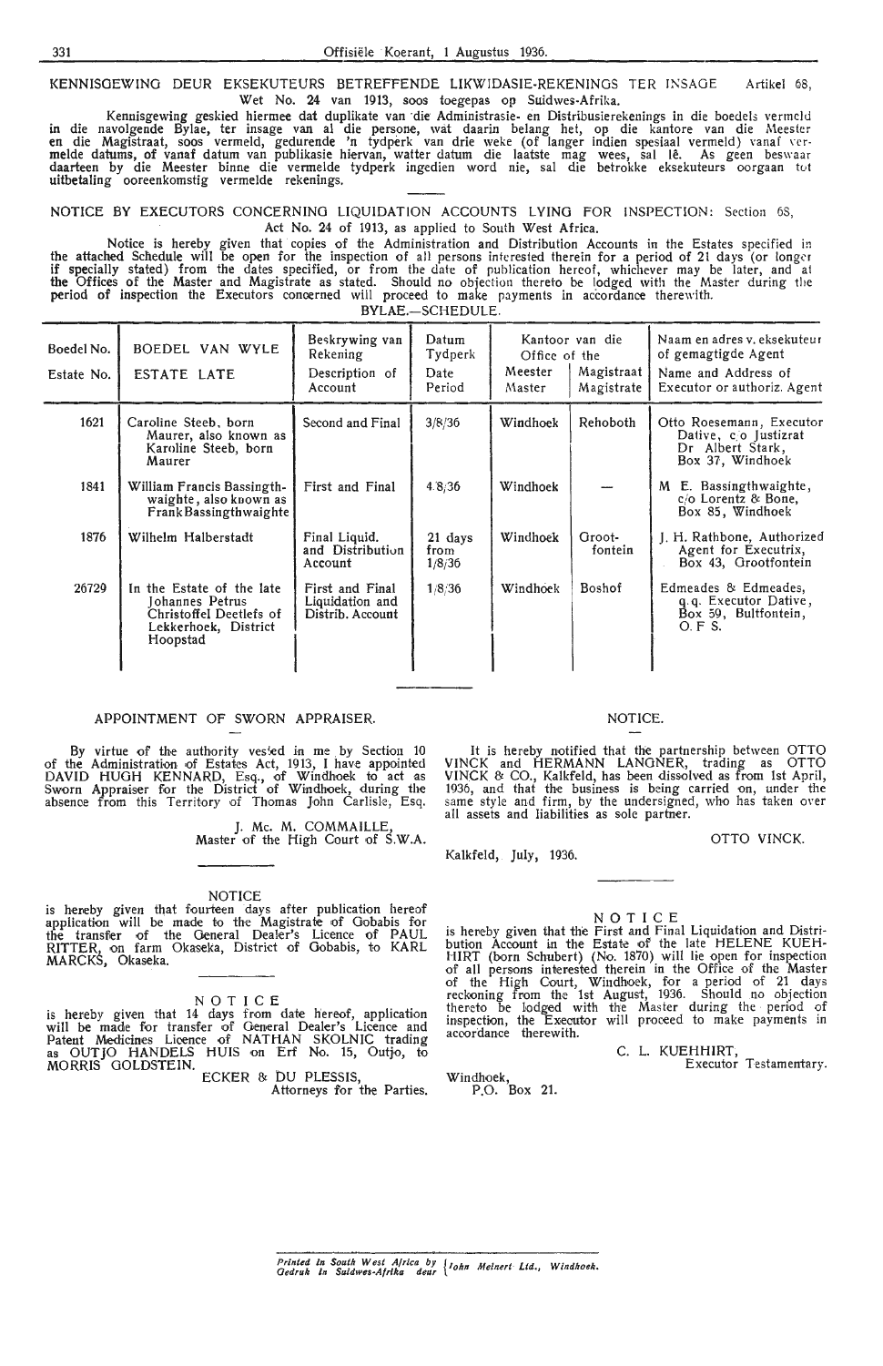KENNISGEWING DEUR EKSEKUTEURS BETREFFENDE LIKWIDASIE-REKENINGS TER INSAGE Artikel 68, Wet No. 24 van 1913, soos toegepas op Suidwes-Afrika.

Kennisgewing geskied hiermee dat duplikate van die Administrasie- en Distribusierekenings in die boedels vermeld in die navolgende Bylae, ter insage van al die persone, wat daarin belang het, op die kantore van die Meester en die Magistraat, soos vermeld, gedurende 'n tydperk van drie weke (of langer indien spesiaal vermeld) vanaf vermelde datums, of vanaf datum van publikasie hiervan, watter datum die laatste mag wees, sal lê. As geen beswaar daarteen by die Meester binne die vermelde tydperk ingedien word nie, sal die betrokke eksekuteurs oorgaan tot uitbetaling ooreenkomstig vermelde rekenings.

NOTICE BY EXECUTORS CONCERNING LIQUIDATION ACCOUNTS LYING FOR INSPECTION: Section 68, Act No. 24 of 1913, as applied to South West Africa.

Notice is hereby given that copies of the Administration and Distribution Accounts in the Estates specified in the attached Schedule will be open for the inspection of all persons interested therein for a period of 21 days (or longer if specially stated) from the dates specified, or from the date of publication hereof, whichever may be later, and at the Offices of the Master and Magistrate as stated. Should no objection thereto be lodged with the Master during the period of inspection the Executors concerned will proceed to make payments in accordance therewith.

BYLAE.—SCHEDULE.

| Boedel No. / Estate No. | BOEDEL VAN WYLE / ESTATE LATE | Beskrywing van Rekening / Description of Account | Datum Tydperk / Date Period | Kantoor van die / Office of the — Meester / Master | Magistraat / Magistrate | Naam en adres v. eksekuteur of gemagtigde Agent / Name and Address of Executor or authoriz. Agent |
|---|---|---|---|---|---|---|
| 1621 | Caroline Steeb, born Maurer, also known as Karoline Steeb, born Maurer | Second and Final | 3/8/36 | Windhoek | Rehoboth | Otto Roesemann, Executor Dative, c/o Justizrat Dr Albert Stark, Box 37, Windhoek |
| 1841 | William Francis Bassingthwaighte, also known as Frank Bassingthwaighte | First and Final | 4/8/36 | Windhoek | — | M. E. Bassingthwaighte, c/o Lorentz & Bone, Box 85, Windhoek |
| 1876 | Wilhelm Halberstadt | Final Liquid. and Distribution Account | 21 days from 1/8/36 | Windhoek | Grootfontein | J. H. Rathbone, Authorized Agent for Executrix, Box 43, Grootfontein |
| 26729 | In the Estate of the late Johannes Petrus Christoffel Deetlefs of Lekkerhoek, District Hoopstad | First and Final Liquidation and Distrib. Account | 1/8/36 | Windhoek | Boshof | Edmeades & Edmeades, q.q. Executor Dative, Box 59, Bultfontein, O. F. S. |

APPOINTMENT OF SWORN APPRAISER.

By virtue of the authority vested in me by Section 10 of the Administration of Estates Act, 1913, I have appointed DAVID HUGH KENNARD, Esq., of Windhoek to act as Sworn Appraiser for the District of Windhoek, during the absence from this Territory of Thomas John Carlisle, Esq.

J. Mc. M. COMMAILLE,
Master of the High Court of S.W.A.

NOTICE

is hereby given that fourteen days after publication hereof application will be made to the Magistrate of Gobabis for the transfer of the General Dealer's Licence of PAUL RITTER, on farm Okaseka, District of Gobabis, to KARL MARCKS, Okaseka.

NOTICE

is hereby given that 14 days from date hereof, application will be made for transfer of General Dealer's Licence and Patent Medicines Licence of NATHAN SKOLNIC trading as OUTJO HANDELS HUIS on Erf No. 15, Outjo, to MORRIS GOLDSTEIN.

ECKER & DU PLESSIS,
Attorneys for the Parties.

NOTICE.

It is hereby notified that the partnership between OTTO VINCK and HERMANN LANGNER, trading as OTTO VINCK & CO., Kalkfeld, has been dissolved as from 1st April, 1936, and that the business is being carried on, under the same style and firm, by the undersigned, who has taken over all assets and liabilities as sole partner.

OTTO VINCK.

Kalkfeld, July, 1936.

NOTICE

is hereby given that the First and Final Liquidation and Distribution Account in the Estate of the late HELENE KUEHHIRT (born Schubert) (No. 1870) will lie open for inspection of all persons interested therein in the Office of the Master of the High Court, Windhoek, for a period of 21 days reckoning from the 1st August, 1936. Should no objection thereto be lodged with the Master during the period of inspection, the Executor will proceed to make payments in accordance therewith.

C. L. KUEHHIRT,
Executor Testamentary.

Windhoek,
P.O. Box 21.

*Printed in South West Africa by / Gedruk in Suidwes-Afrika deur John Meinert Ltd., Windhoek.*